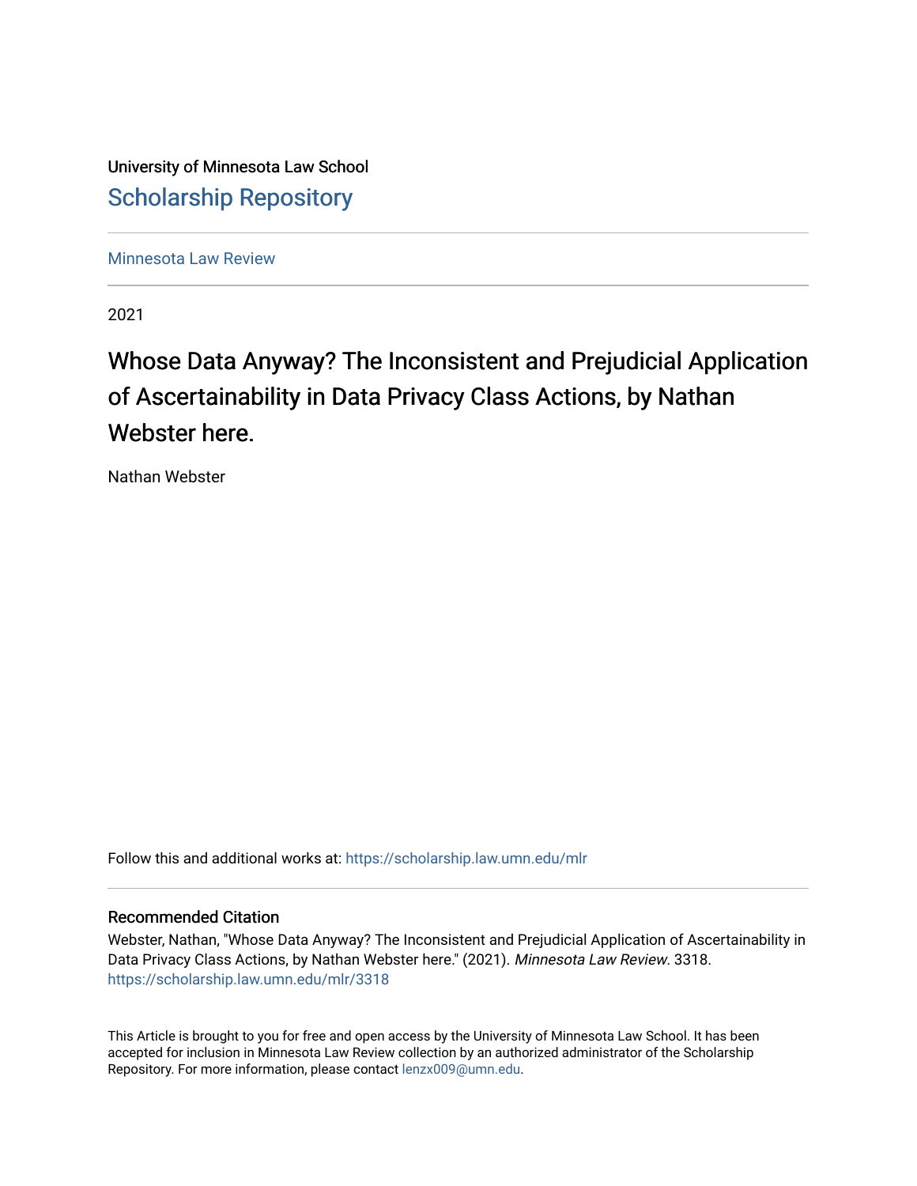University of Minnesota Law School

# Scholarship Repository

Minnesota Law Review

2021

## Whose Data Anyway? The Inconsistent and Prejudicial Application of Ascertainability in Data Privacy Class Actions, by Nathan Webster here.

Nathan Webster

Follow this and additional works at: https://scholarship.law.umn.edu/mlr

### Recommended Citation

Webster, Nathan, "Whose Data Anyway? The Inconsistent and Prejudicial Application of Ascertainability in Data Privacy Class Actions, by Nathan Webster here." (2021). *Minnesota Law Review*. 3318.
https://scholarship.law.umn.edu/mlr/3318

This Article is brought to you for free and open access by the University of Minnesota Law School. It has been accepted for inclusion in Minnesota Law Review collection by an authorized administrator of the Scholarship Repository. For more information, please contact lenzx009@umn.edu.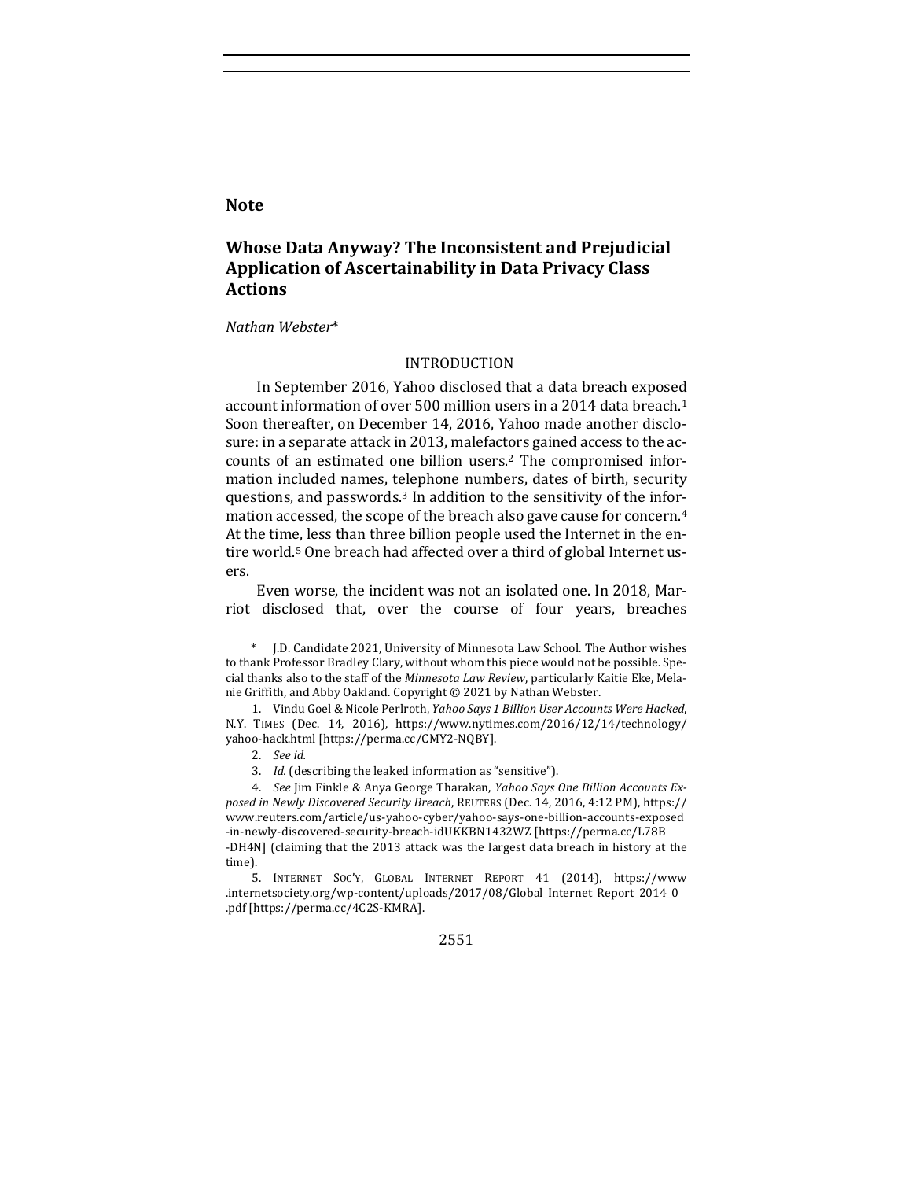**Note**

# Whose Data Anyway? The Inconsistent and Prejudicial Application of Ascertainability in Data Privacy Class Actions

*Nathan Webster*\*

## INTRODUCTION

In September 2016, Yahoo disclosed that a data breach exposed account information of over 500 million users in a 2014 data breach.[1] Soon thereafter, on December 14, 2016, Yahoo made another disclosure: in a separate attack in 2013, malefactors gained access to the accounts of an estimated one billion users.[2] The compromised information included names, telephone numbers, dates of birth, security questions, and passwords.[3] In addition to the sensitivity of the information accessed, the scope of the breach also gave cause for concern.[4] At the time, less than three billion people used the Internet in the entire world.[5] One breach had affected over a third of global Internet users.

Even worse, the incident was not an isolated one. In 2018, Marriot disclosed that, over the course of four years, breaches

---

\* J.D. Candidate 2021, University of Minnesota Law School. The Author wishes to thank Professor Bradley Clary, without whom this piece would not be possible. Special thanks also to the staff of the *Minnesota Law Review*, particularly Kaitie Eke, Melanie Griffith, and Abby Oakland. Copyright © 2021 by Nathan Webster.

1. Vindu Goel & Nicole Perlroth, *Yahoo Says 1 Billion User Accounts Were Hacked*, N.Y. TIMES (Dec. 14, 2016), https://www.nytimes.com/2016/12/14/technology/yahoo-hack.html [https://perma.cc/CMY2-NQBY].

2. *See id.*

3. *Id.* (describing the leaked information as "sensitive").

4. *See* Jim Finkle & Anya George Tharakan, *Yahoo Says One Billion Accounts Exposed in Newly Discovered Security Breach*, REUTERS (Dec. 14, 2016, 4:12 PM), https://www.reuters.com/article/us-yahoo-cyber/yahoo-says-one-billion-accounts-exposed-in-newly-discovered-security-breach-idUKKBN1432WZ [https://perma.cc/L78B-DH4N] (claiming that the 2013 attack was the largest data breach in history at the time).

5. INTERNET SOC'Y, GLOBAL INTERNET REPORT 41 (2014), https://www.internetsociety.org/wp-content/uploads/2017/08/Global_Internet_Report_2014_0.pdf [https://perma.cc/4C2S-KMRA].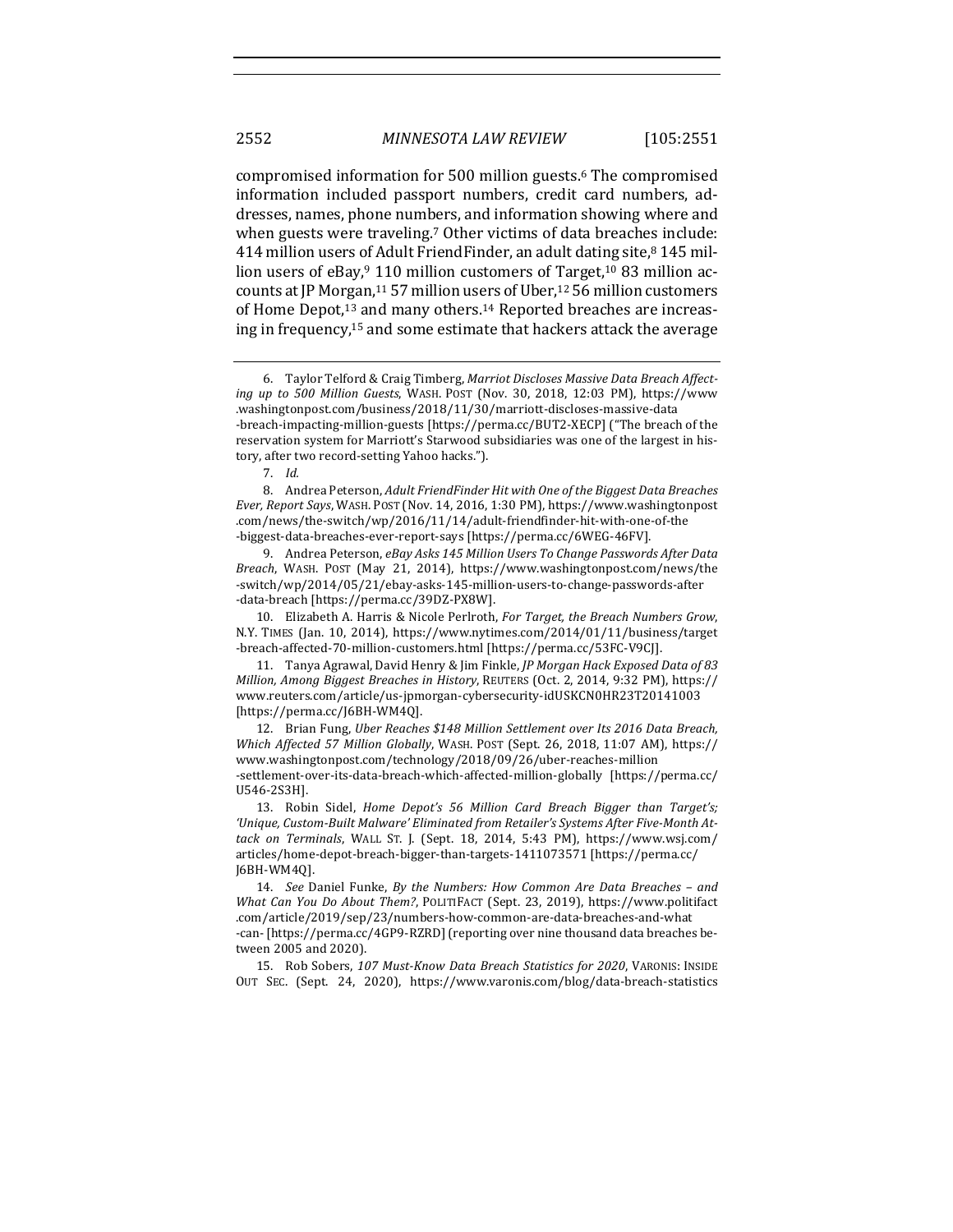compromised information for 500 million guests.[6] The compromised information included passport numbers, credit card numbers, addresses, names, phone numbers, and information showing where and when guests were traveling.[7] Other victims of data breaches include: 414 million users of Adult FriendFinder, an adult dating site,[8] 145 million users of eBay,[9] 110 million customers of Target,[10] 83 million accounts at JP Morgan,[11] 57 million users of Uber,[12] 56 million customers of Home Depot,[13] and many others.[14] Reported breaches are increasing in frequency,[15] and some estimate that hackers attack the average

---

6. Taylor Telford & Craig Timberg, *Marriot Discloses Massive Data Breach Affecting up to 500 Million Guests*, WASH. POST (Nov. 30, 2018, 12:03 PM), https://www.washingtonpost.com/business/2018/11/30/marriott-discloses-massive-data-breach-impacting-million-guests [https://perma.cc/BUT2-XECP] ("The breach of the reservation system for Marriott's Starwood subsidiaries was one of the largest in history, after two record-setting Yahoo hacks.").

7. *Id.*

8. Andrea Peterson, *Adult FriendFinder Hit with One of the Biggest Data Breaches Ever, Report Says*, WASH. POST (Nov. 14, 2016, 1:30 PM), https://www.washingtonpost.com/news/the-switch/wp/2016/11/14/adult-friendfinder-hit-with-one-of-the-biggest-data-breaches-ever-report-says [https://perma.cc/6WEG-46FV].

9. Andrea Peterson, *eBay Asks 145 Million Users To Change Passwords After Data Breach*, WASH. POST (May 21, 2014), https://www.washingtonpost.com/news/the-switch/wp/2014/05/21/ebay-asks-145-million-users-to-change-passwords-after-data-breach [https://perma.cc/39DZ-PX8W].

10. Elizabeth A. Harris & Nicole Perlroth, *For Target, the Breach Numbers Grow*, N.Y. TIMES (Jan. 10, 2014), https://www.nytimes.com/2014/01/11/business/target-breach-affected-70-million-customers.html [https://perma.cc/53FC-V9CJ].

11. Tanya Agrawal, David Henry & Jim Finkle, *JP Morgan Hack Exposed Data of 83 Million, Among Biggest Breaches in History*, REUTERS (Oct. 2, 2014, 9:32 PM), https://www.reuters.com/article/us-jpmorgan-cybersecurity-idUSKCN0HR23T20141003 [https://perma.cc/J6BH-WM4Q].

12. Brian Fung, *Uber Reaches $148 Million Settlement over Its 2016 Data Breach, Which Affected 57 Million Globally*, WASH. POST (Sept. 26, 2018, 11:07 AM), https://www.washingtonpost.com/technology/2018/09/26/uber-reaches-million-settlement-over-its-data-breach-which-affected-million-globally [https://perma.cc/U546-2S3H].

13. Robin Sidel, *Home Depot's 56 Million Card Breach Bigger than Target's; 'Unique, Custom-Built Malware' Eliminated from Retailer's Systems After Five-Month Attack on Terminals*, WALL ST. J. (Sept. 18, 2014, 5:43 PM), https://www.wsj.com/articles/home-depot-breach-bigger-than-targets-1411073571 [https://perma.cc/J6BH-WM4Q].

14. *See* Daniel Funke, *By the Numbers: How Common Are Data Breaches – and What Can You Do About Them?*, POLITIFACT (Sept. 23, 2019), https://www.politifact.com/article/2019/sep/23/numbers-how-common-are-data-breaches-and-what-can- [https://perma.cc/4GP9-RZRD] (reporting over nine thousand data breaches between 2005 and 2020).

15. Rob Sobers, *107 Must-Know Data Breach Statistics for 2020*, VARONIS: INSIDE OUT SEC. (Sept. 24, 2020), https://www.varonis.com/blog/data-breach-statistics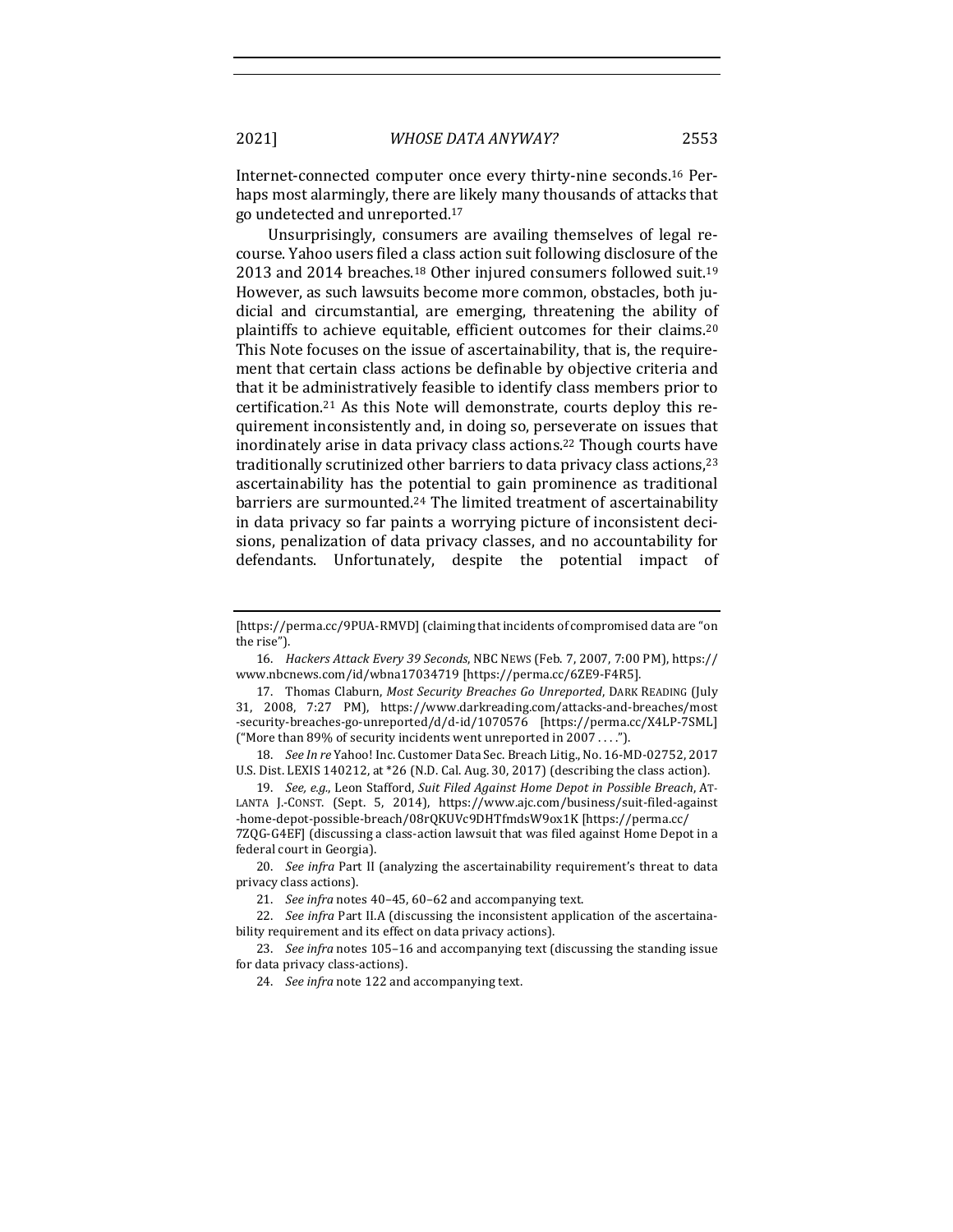Internet-connected computer once every thirty-nine seconds.[16] Perhaps most alarmingly, there are likely many thousands of attacks that go undetected and unreported.[17]

Unsurprisingly, consumers are availing themselves of legal recourse. Yahoo users filed a class action suit following disclosure of the 2013 and 2014 breaches.[18] Other injured consumers followed suit.[19] However, as such lawsuits become more common, obstacles, both judicial and circumstantial, are emerging, threatening the ability of plaintiffs to achieve equitable, efficient outcomes for their claims.[20] This Note focuses on the issue of ascertainability, that is, the requirement that certain class actions be definable by objective criteria and that it be administratively feasible to identify class members prior to certification.[21] As this Note will demonstrate, courts deploy this requirement inconsistently and, in doing so, perseverate on issues that inordinately arise in data privacy class actions.[22] Though courts have traditionally scrutinized other barriers to data privacy class actions,[23] ascertainability has the potential to gain prominence as traditional barriers are surmounted.[24] The limited treatment of ascertainability in data privacy so far paints a worrying picture of inconsistent decisions, penalization of data privacy classes, and no accountability for defendants. Unfortunately, despite the potential impact of

---

[https://perma.cc/9PUA-RMVD] (claiming that incidents of compromised data are "on the rise").

16. *Hackers Attack Every 39 Seconds*, NBC NEWS (Feb. 7, 2007, 7:00 PM), https://www.nbcnews.com/id/wbna17034719 [https://perma.cc/6ZE9-F4R5].

17. Thomas Claburn, *Most Security Breaches Go Unreported*, DARK READING (July 31, 2008, 7:27 PM), https://www.darkreading.com/attacks-and-breaches/most-security-breaches-go-unreported/d/d-id/1070576 [https://perma.cc/X4LP-7SML] ("More than 89% of security incidents went unreported in 2007 . . . .").

18. *See In re* Yahoo! Inc. Customer Data Sec. Breach Litig., No. 16-MD-02752, 2017 U.S. Dist. LEXIS 140212, at *26 (N.D. Cal. Aug. 30, 2017) (describing the class action).

19. *See, e.g.*, Leon Stafford, *Suit Filed Against Home Depot in Possible Breach*, ATLANTA J.-CONST. (Sept. 5, 2014), https://www.ajc.com/business/suit-filed-against-home-depot-possible-breach/08rQKUVc9DHTfmdsW9ox1K [https://perma.cc/7ZQG-G4EF] (discussing a class-action lawsuit that was filed against Home Depot in a federal court in Georgia).

20. *See infra* Part II (analyzing the ascertainability requirement's threat to data privacy class actions).

21. *See infra* notes 40–45, 60–62 and accompanying text.

22. *See infra* Part II.A (discussing the inconsistent application of the ascertainability requirement and its effect on data privacy actions).

23. *See infra* notes 105–16 and accompanying text (discussing the standing issue for data privacy class-actions).

24. *See infra* note 122 and accompanying text.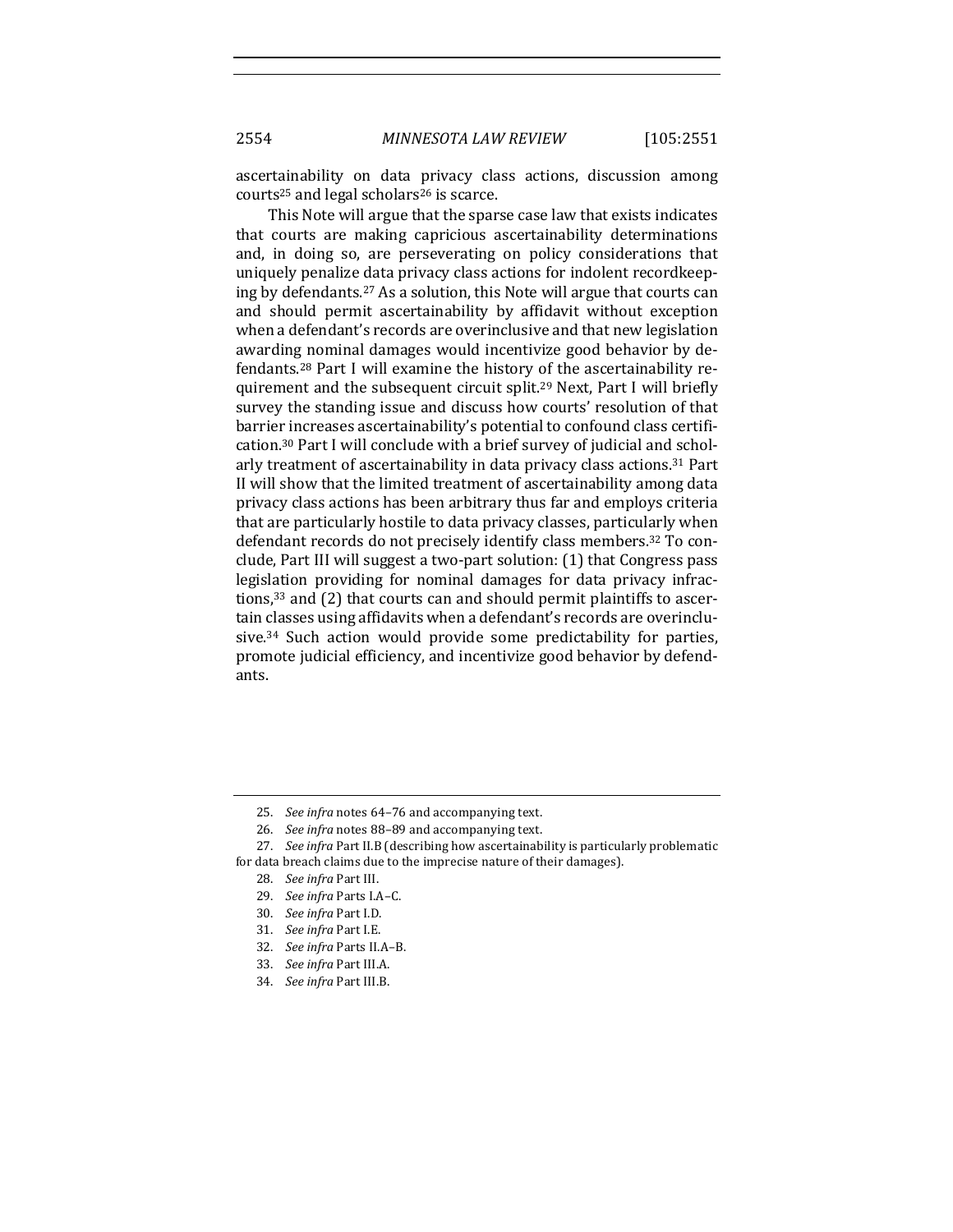ascertainability on data privacy class actions, discussion among courts[25] and legal scholars[26] is scarce.

This Note will argue that the sparse case law that exists indicates that courts are making capricious ascertainability determinations and, in doing so, are perseverating on policy considerations that uniquely penalize data privacy class actions for indolent recordkeeping by defendants.[27] As a solution, this Note will argue that courts can and should permit ascertainability by affidavit without exception when a defendant's records are overinclusive and that new legislation awarding nominal damages would incentivize good behavior by defendants.[28] Part I will examine the history of the ascertainability requirement and the subsequent circuit split.[29] Next, Part I will briefly survey the standing issue and discuss how courts' resolution of that barrier increases ascertainability's potential to confound class certification.[30] Part I will conclude with a brief survey of judicial and scholarly treatment of ascertainability in data privacy class actions.[31] Part II will show that the limited treatment of ascertainability among data privacy class actions has been arbitrary thus far and employs criteria that are particularly hostile to data privacy classes, particularly when defendant records do not precisely identify class members.[32] To conclude, Part III will suggest a two-part solution: (1) that Congress pass legislation providing for nominal damages for data privacy infractions,[33] and (2) that courts can and should permit plaintiffs to ascertain classes using affidavits when a defendant's records are overinclusive.[34] Such action would provide some predictability for parties, promote judicial efficiency, and incentivize good behavior by defendants.

---

25. *See infra* notes 64–76 and accompanying text.

26. *See infra* notes 88–89 and accompanying text.

27. *See infra* Part II.B (describing how ascertainability is particularly problematic for data breach claims due to the imprecise nature of their damages).

28. *See infra* Part III.

29. *See infra* Parts I.A–C.

30. *See infra* Part I.D.

31. *See infra* Part I.E.

32. *See infra* Parts II.A–B.

33. *See infra* Part III.A.

34. *See infra* Part III.B.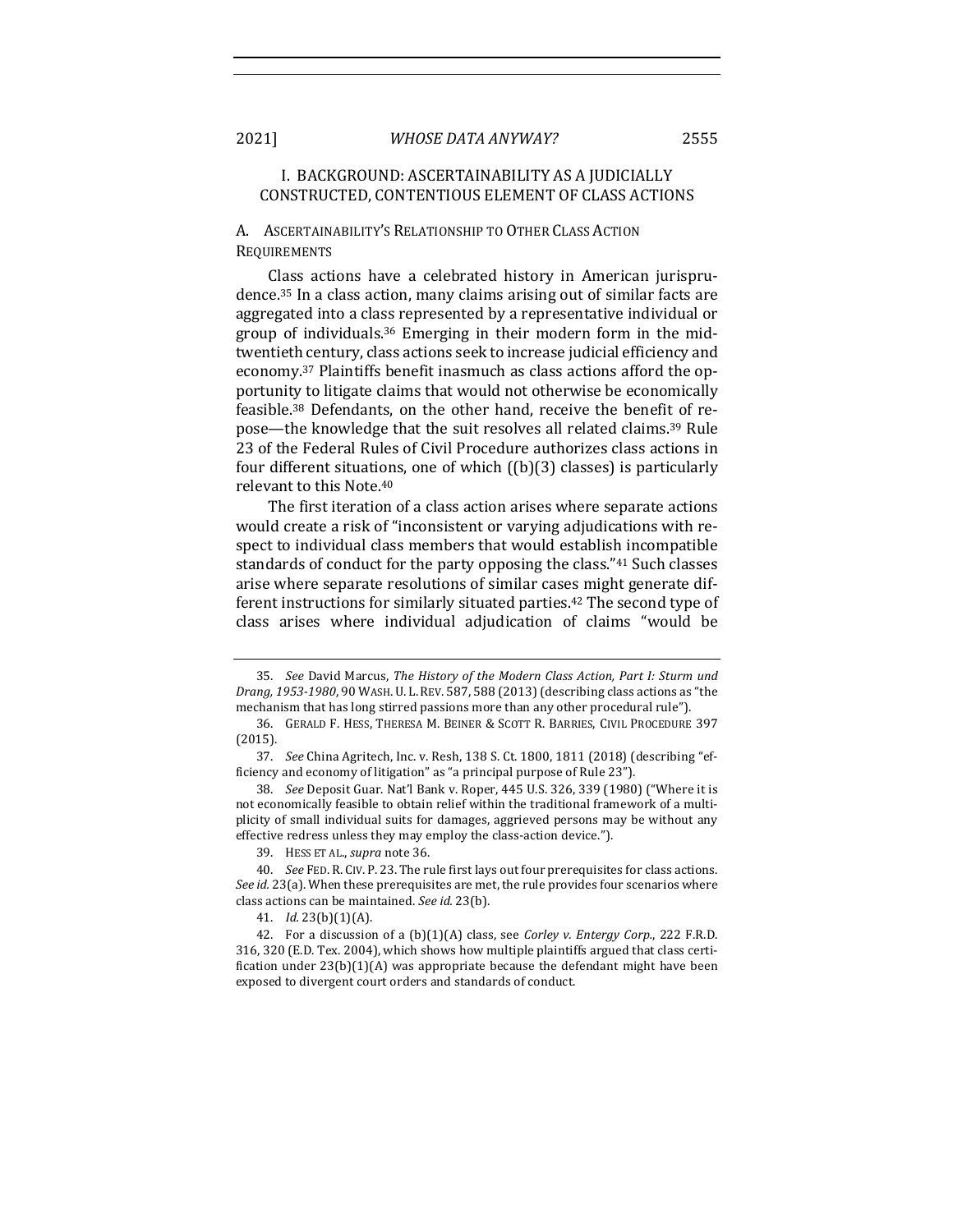## I. BACKGROUND: ASCERTAINABILITY AS A JUDICIALLY CONSTRUCTED, CONTENTIOUS ELEMENT OF CLASS ACTIONS

### A. ASCERTAINABILITY'S RELATIONSHIP TO OTHER CLASS ACTION REQUIREMENTS

Class actions have a celebrated history in American jurisprudence.[35] In a class action, many claims arising out of similar facts are aggregated into a class represented by a representative individual or group of individuals.[36] Emerging in their modern form in the mid-twentieth century, class actions seek to increase judicial efficiency and economy.[37] Plaintiffs benefit inasmuch as class actions afford the opportunity to litigate claims that would not otherwise be economically feasible.[38] Defendants, on the other hand, receive the benefit of repose—the knowledge that the suit resolves all related claims.[39] Rule 23 of the Federal Rules of Civil Procedure authorizes class actions in four different situations, one of which ((b)(3) classes) is particularly relevant to this Note.[40]

The first iteration of a class action arises where separate actions would create a risk of "inconsistent or varying adjudications with respect to individual class members that would establish incompatible standards of conduct for the party opposing the class."[41] Such classes arise where separate resolutions of similar cases might generate different instructions for similarly situated parties.[42] The second type of class arises where individual adjudication of claims "would be

---

35. *See* David Marcus, *The History of the Modern Class Action, Part I: Sturm und Drang, 1953-1980*, 90 WASH. U. L. REV. 587, 588 (2013) (describing class actions as "the mechanism that has long stirred passions more than any other procedural rule").

36. GERALD F. HESS, THERESA M. BEINER & SCOTT R. BARRIES, CIVIL PROCEDURE 397 (2015).

37. *See* China Agritech, Inc. v. Resh, 138 S. Ct. 1800, 1811 (2018) (describing "efficiency and economy of litigation" as "a principal purpose of Rule 23").

38. *See* Deposit Guar. Nat'l Bank v. Roper, 445 U.S. 326, 339 (1980) ("Where it is not economically feasible to obtain relief within the traditional framework of a multiplicity of small individual suits for damages, aggrieved persons may be without any effective redress unless they may employ the class-action device.").

39. HESS ET AL., *supra* note 36.

40. *See* FED. R. CIV. P. 23. The rule first lays out four prerequisites for class actions. *See id.* 23(a). When these prerequisites are met, the rule provides four scenarios where class actions can be maintained. *See id.* 23(b).

41. *Id.* 23(b)(1)(A).

42. For a discussion of a (b)(1)(A) class, see *Corley v. Entergy Corp.*, 222 F.R.D. 316, 320 (E.D. Tex. 2004), which shows how multiple plaintiffs argued that class certification under 23(b)(1)(A) was appropriate because the defendant might have been exposed to divergent court orders and standards of conduct.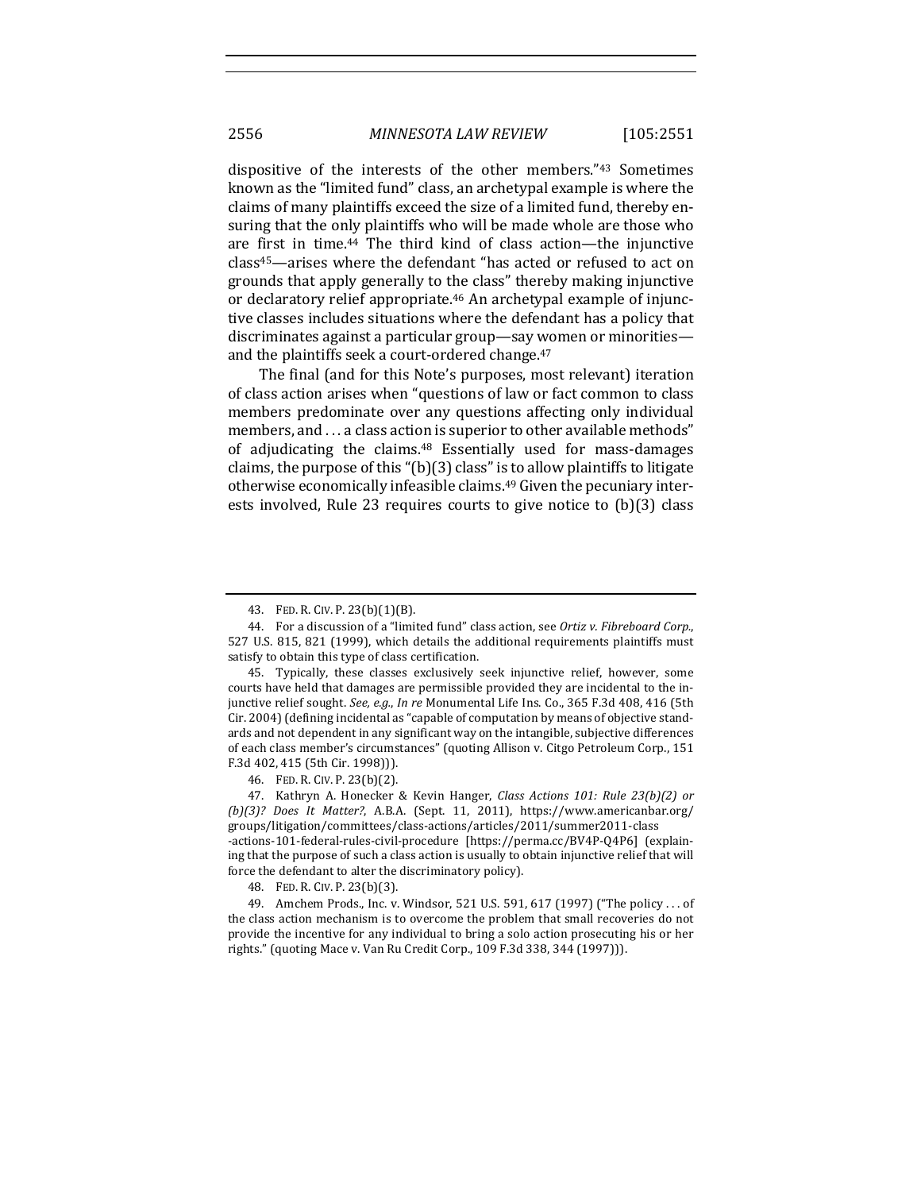dispositive of the interests of the other members."[43] Sometimes known as the "limited fund" class, an archetypal example is where the claims of many plaintiffs exceed the size of a limited fund, thereby ensuring that the only plaintiffs who will be made whole are those who are first in time.[44] The third kind of class action—the injunctive class[45]—arises where the defendant "has acted or refused to act on grounds that apply generally to the class" thereby making injunctive or declaratory relief appropriate.[46] An archetypal example of injunctive classes includes situations where the defendant has a policy that discriminates against a particular group—say women or minorities—and the plaintiffs seek a court-ordered change.[47]

The final (and for this Note's purposes, most relevant) iteration of class action arises when "questions of law or fact common to class members predominate over any questions affecting only individual members, and . . . a class action is superior to other available methods" of adjudicating the claims.[48] Essentially used for mass-damages claims, the purpose of this "(b)(3) class" is to allow plaintiffs to litigate otherwise economically infeasible claims.[49] Given the pecuniary interests involved, Rule 23 requires courts to give notice to (b)(3) class

---

43. FED. R. CIV. P. 23(b)(1)(B).

44. For a discussion of a "limited fund" class action, see *Ortiz v. Fibreboard Corp.*, 527 U.S. 815, 821 (1999), which details the additional requirements plaintiffs must satisfy to obtain this type of class certification.

45. Typically, these classes exclusively seek injunctive relief, however, some courts have held that damages are permissible provided they are incidental to the injunctive relief sought. *See, e.g.*, *In re* Monumental Life Ins. Co., 365 F.3d 408, 416 (5th Cir. 2004) (defining incidental as "capable of computation by means of objective standards and not dependent in any significant way on the intangible, subjective differences of each class member's circumstances" (quoting Allison v. Citgo Petroleum Corp., 151 F.3d 402, 415 (5th Cir. 1998))).

46. FED. R. CIV. P. 23(b)(2).

47. Kathryn A. Honecker & Kevin Hanger, *Class Actions 101: Rule 23(b)(2) or (b)(3)? Does It Matter?*, A.B.A. (Sept. 11, 2011), https://www.americanbar.org/groups/litigation/committees/class-actions/articles/2011/summer2011-class-actions-101-federal-rules-civil-procedure [https://perma.cc/BV4P-Q4P6] (explaining that the purpose of such a class action is usually to obtain injunctive relief that will force the defendant to alter the discriminatory policy).

48. FED. R. CIV. P. 23(b)(3).

49. Amchem Prods., Inc. v. Windsor, 521 U.S. 591, 617 (1997) ("The policy . . . of the class action mechanism is to overcome the problem that small recoveries do not provide the incentive for any individual to bring a solo action prosecuting his or her rights." (quoting Mace v. Van Ru Credit Corp., 109 F.3d 338, 344 (1997))).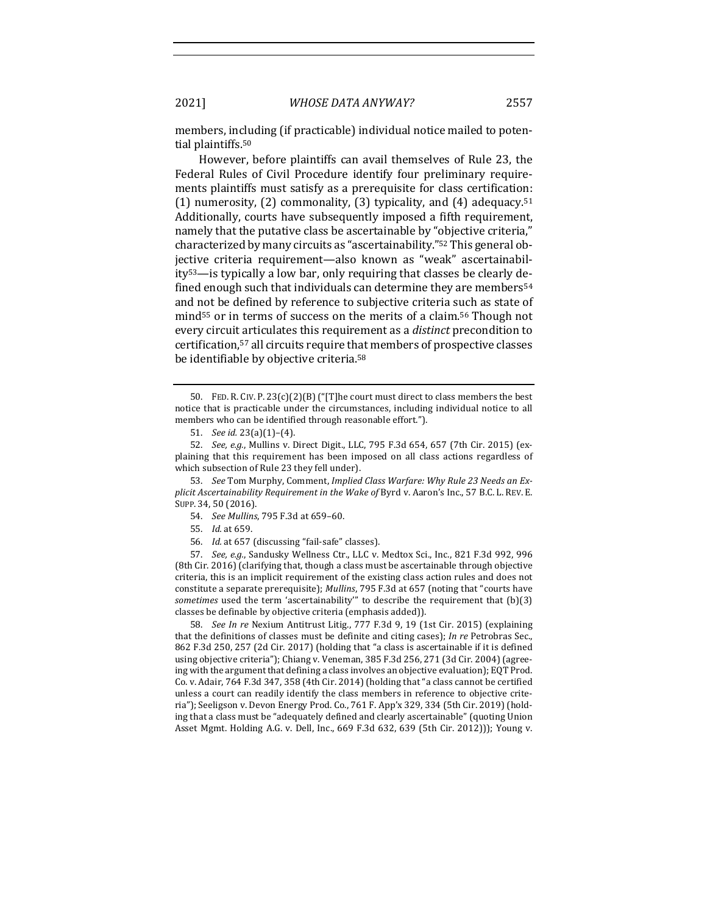members, including (if practicable) individual notice mailed to potential plaintiffs.[50]

However, before plaintiffs can avail themselves of Rule 23, the Federal Rules of Civil Procedure identify four preliminary requirements plaintiffs must satisfy as a prerequisite for class certification: (1) numerosity, (2) commonality, (3) typicality, and (4) adequacy.[51] Additionally, courts have subsequently imposed a fifth requirement, namely that the putative class be ascertainable by "objective criteria," characterized by many circuits as "ascertainability."[52] This general objective criteria requirement—also known as "weak" ascertainability[53]—is typically a low bar, only requiring that classes be clearly defined enough such that individuals can determine they are members[54] and not be defined by reference to subjective criteria such as state of mind[55] or in terms of success on the merits of a claim.[56] Though not every circuit articulates this requirement as a *distinct* precondition to certification,[57] all circuits require that members of prospective classes be identifiable by objective criteria.[58]

---

50. FED. R. CIV. P. 23(c)(2)(B) ("[T]he court must direct to class members the best notice that is practicable under the circumstances, including individual notice to all members who can be identified through reasonable effort.").

51. *See id.* 23(a)(1)–(4).

52. *See, e.g.*, Mullins v. Direct Digit., LLC, 795 F.3d 654, 657 (7th Cir. 2015) (explaining that this requirement has been imposed on all class actions regardless of which subsection of Rule 23 they fell under).

53. *See* Tom Murphy, Comment, *Implied Class Warfare: Why Rule 23 Needs an Explicit Ascertainability Requirement in the Wake of* Byrd v. Aaron's Inc., 57 B.C. L. REV. E. SUPP. 34, 50 (2016).

54. *See Mullins*, 795 F.3d at 659–60.

55. *Id.* at 659.

56. *Id.* at 657 (discussing "fail-safe" classes).

57. *See, e.g.*, Sandusky Wellness Ctr., LLC v. Medtox Sci., Inc., 821 F.3d 992, 996 (8th Cir. 2016) (clarifying that, though a class must be ascertainable through objective criteria, this is an implicit requirement of the existing class action rules and does not constitute a separate prerequisite); *Mullins*, 795 F.3d at 657 (noting that "courts have *sometimes* used the term 'ascertainability'" to describe the requirement that (b)(3) classes be definable by objective criteria (emphasis added)).

58. *See In re* Nexium Antitrust Litig., 777 F.3d 9, 19 (1st Cir. 2015) (explaining that the definitions of classes must be definite and citing cases); *In re* Petrobras Sec., 862 F.3d 250, 257 (2d Cir. 2017) (holding that "a class is ascertainable if it is defined using objective criteria"); Chiang v. Veneman, 385 F.3d 256, 271 (3d Cir. 2004) (agreeing with the argument that defining a class involves an objective evaluation); EQT Prod. Co. v. Adair, 764 F.3d 347, 358 (4th Cir. 2014) (holding that "a class cannot be certified unless a court can readily identify the class members in reference to objective criteria"); Seeligson v. Devon Energy Prod. Co., 761 F. App'x 329, 334 (5th Cir. 2019) (holding that a class must be "adequately defined and clearly ascertainable" (quoting Union Asset Mgmt. Holding A.G. v. Dell, Inc., 669 F.3d 632, 639 (5th Cir. 2012))); Young v.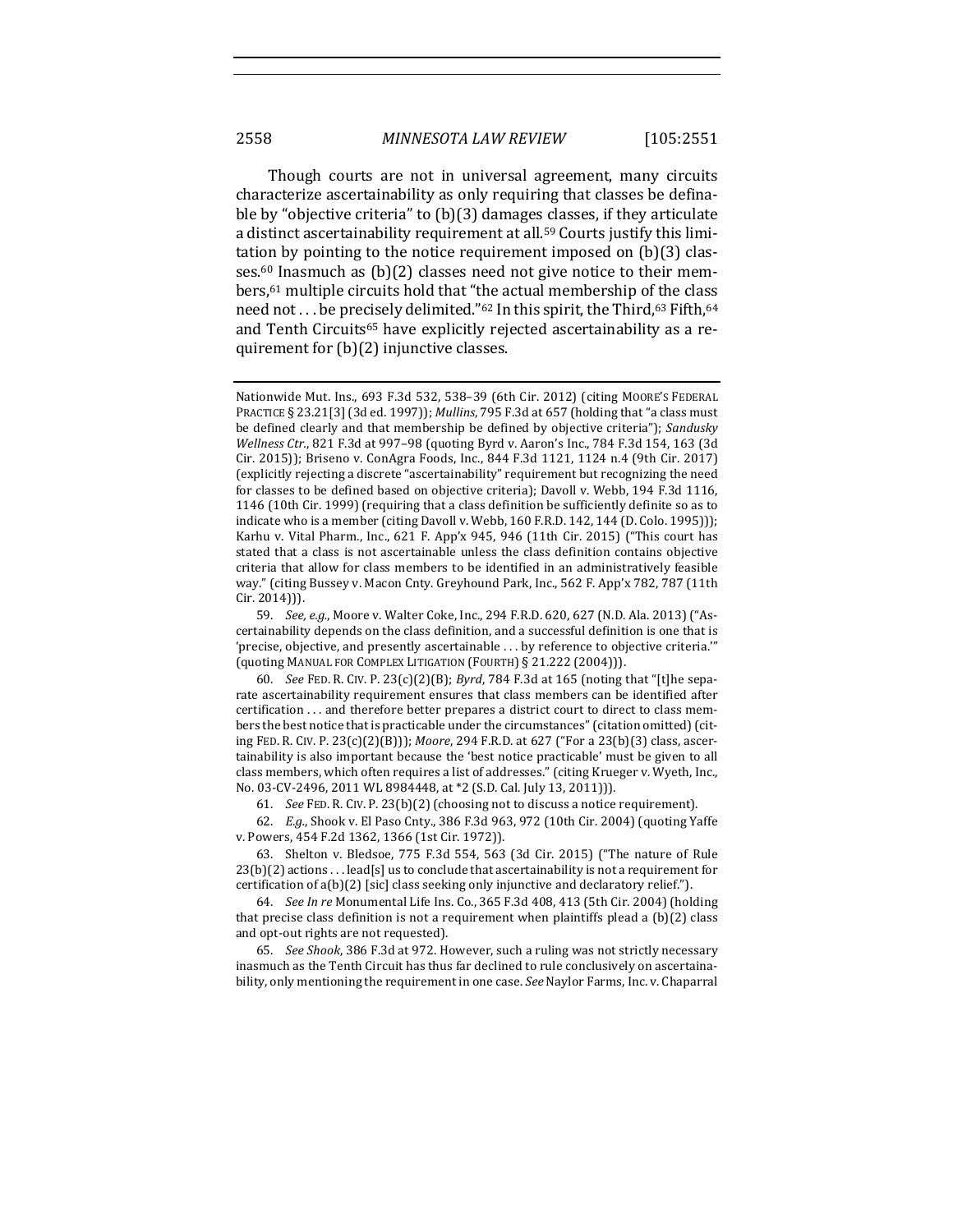Though courts are not in universal agreement, many circuits characterize ascertainability as only requiring that classes be definable by "objective criteria" to (b)(3) damages classes, if they articulate a distinct ascertainability requirement at all.[59] Courts justify this limitation by pointing to the notice requirement imposed on (b)(3) classes.[60] Inasmuch as (b)(2) classes need not give notice to their members,[61] multiple circuits hold that "the actual membership of the class need not . . . be precisely delimited."[62] In this spirit, the Third,[63] Fifth,[64] and Tenth Circuits[65] have explicitly rejected ascertainability as a requirement for (b)(2) injunctive classes.

Nationwide Mut. Ins., 693 F.3d 532, 538–39 (6th Cir. 2012) (citing MOORE'S FEDERAL PRACTICE § 23.21[3] (3d ed. 1997)); *Mullins*, 795 F.3d at 657 (holding that "a class must be defined clearly and that membership be defined by objective criteria"); *Sandusky Wellness Ctr.*, 821 F.3d at 997–98 (quoting Byrd v. Aaron's Inc., 784 F.3d 154, 163 (3d Cir. 2015)); Briseno v. ConAgra Foods, Inc., 844 F.3d 1121, 1124 n.4 (9th Cir. 2017) (explicitly rejecting a discrete "ascertainability" requirement but recognizing the need for classes to be defined based on objective criteria); Davoll v. Webb, 194 F.3d 1116, 1146 (10th Cir. 1999) (requiring that a class definition be sufficiently definite so as to indicate who is a member (citing Davoll v. Webb, 160 F.R.D. 142, 144 (D. Colo. 1995))); Karhu v. Vital Pharm., Inc., 621 F. App'x 945, 946 (11th Cir. 2015) ("This court has stated that a class is not ascertainable unless the class definition contains objective criteria that allow for class members to be identified in an administratively feasible way." (citing Bussey v. Macon Cnty. Greyhound Park, Inc., 562 F. App'x 782, 787 (11th Cir. 2014))).

59. *See, e.g.*, Moore v. Walter Coke, Inc., 294 F.R.D. 620, 627 (N.D. Ala. 2013) ("Ascertainability depends on the class definition, and a successful definition is one that is 'precise, objective, and presently ascertainable . . . by reference to objective criteria.'" (quoting MANUAL FOR COMPLEX LITIGATION (FOURTH) § 21.222 (2004))).

60. *See* FED. R. CIV. P. 23(c)(2)(B); *Byrd*, 784 F.3d at 165 (noting that "[t]he separate ascertainability requirement ensures that class members can be identified after certification . . . and therefore better prepares a district court to direct to class members the best notice that is practicable under the circumstances" (citation omitted) (citing FED. R. CIV. P. 23(c)(2)(B))); *Moore*, 294 F.R.D. at 627 ("For a 23(b)(3) class, ascertainability is also important because the 'best notice practicable' must be given to all class members, which often requires a list of addresses." (citing Krueger v. Wyeth, Inc., No. 03-CV-2496, 2011 WL 8984448, at *2 (S.D. Cal. July 13, 2011))).

61. *See* FED. R. CIV. P. 23(b)(2) (choosing not to discuss a notice requirement).

62. *E.g.*, Shook v. El Paso Cnty., 386 F.3d 963, 972 (10th Cir. 2004) (quoting Yaffe v. Powers, 454 F.2d 1362, 1366 (1st Cir. 1972)).

63. Shelton v. Bledsoe, 775 F.3d 554, 563 (3d Cir. 2015) ("The nature of Rule 23(b)(2) actions . . . lead[s] us to conclude that ascertainability is not a requirement for certification of a(b)(2) [sic] class seeking only injunctive and declaratory relief.").

64. *See In re* Monumental Life Ins. Co., 365 F.3d 408, 413 (5th Cir. 2004) (holding that precise class definition is not a requirement when plaintiffs plead a (b)(2) class and opt-out rights are not requested).

65. *See Shook*, 386 F.3d at 972. However, such a ruling was not strictly necessary inasmuch as the Tenth Circuit has thus far declined to rule conclusively on ascertainability, only mentioning the requirement in one case. *See* Naylor Farms, Inc. v. Chaparral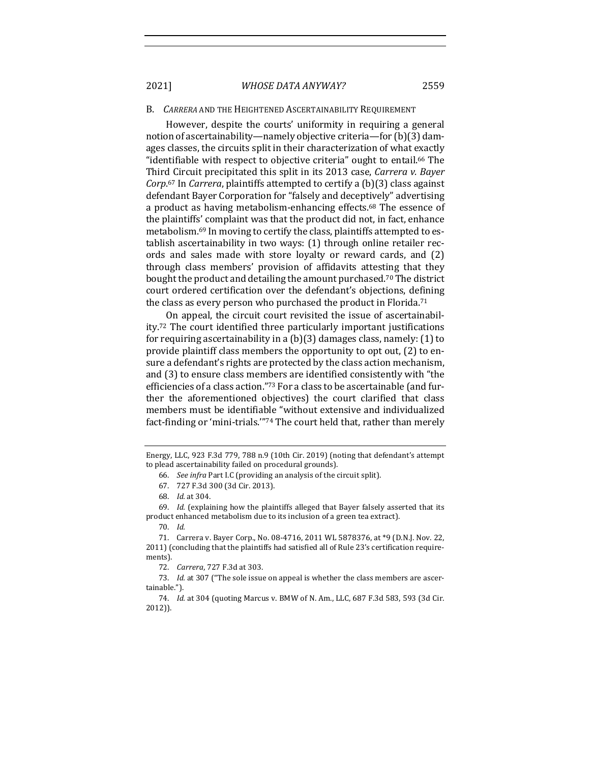### B. *CARRERA* AND THE HEIGHTENED ASCERTAINABILITY REQUIREMENT

However, despite the courts' uniformity in requiring a general notion of ascertainability—namely objective criteria—for (b)(3) damages classes, the circuits split in their characterization of what exactly "identifiable with respect to objective criteria" ought to entail.[66] The Third Circuit precipitated this split in its 2013 case, *Carrera v. Bayer Corp*.[67] In *Carrera*, plaintiffs attempted to certify a (b)(3) class against defendant Bayer Corporation for "falsely and deceptively" advertising a product as having metabolism-enhancing effects.[68] The essence of the plaintiffs' complaint was that the product did not, in fact, enhance metabolism.[69] In moving to certify the class, plaintiffs attempted to establish ascertainability in two ways: (1) through online retailer records and sales made with store loyalty or reward cards, and (2) through class members' provision of affidavits attesting that they bought the product and detailing the amount purchased.[70] The district court ordered certification over the defendant's objections, defining the class as every person who purchased the product in Florida.[71]

On appeal, the circuit court revisited the issue of ascertainability.[72] The court identified three particularly important justifications for requiring ascertainability in a (b)(3) damages class, namely: (1) to provide plaintiff class members the opportunity to opt out, (2) to ensure a defendant's rights are protected by the class action mechanism, and (3) to ensure class members are identified consistently with "the efficiencies of a class action."[73] For a class to be ascertainable (and further the aforementioned objectives) the court clarified that class members must be identifiable "without extensive and individualized fact-finding or 'mini-trials.'"[74] The court held that, rather than merely

---

Energy, LLC, 923 F.3d 779, 788 n.9 (10th Cir. 2019) (noting that defendant's attempt to plead ascertainability failed on procedural grounds).

66. *See infra* Part I.C (providing an analysis of the circuit split).

67. 727 F.3d 300 (3d Cir. 2013).

68. *Id.* at 304.

69. *Id.* (explaining how the plaintiffs alleged that Bayer falsely asserted that its product enhanced metabolism due to its inclusion of a green tea extract).

70. *Id.*

71. Carrera v. Bayer Corp., No. 08-4716, 2011 WL 5878376, at *9 (D.N.J. Nov. 22, 2011) (concluding that the plaintiffs had satisfied all of Rule 23's certification requirements).

72. *Carrera*, 727 F.3d at 303.

73. *Id.* at 307 ("The sole issue on appeal is whether the class members are ascertainable.").

74. *Id.* at 304 (quoting Marcus v. BMW of N. Am., LLC, 687 F.3d 583, 593 (3d Cir. 2012)).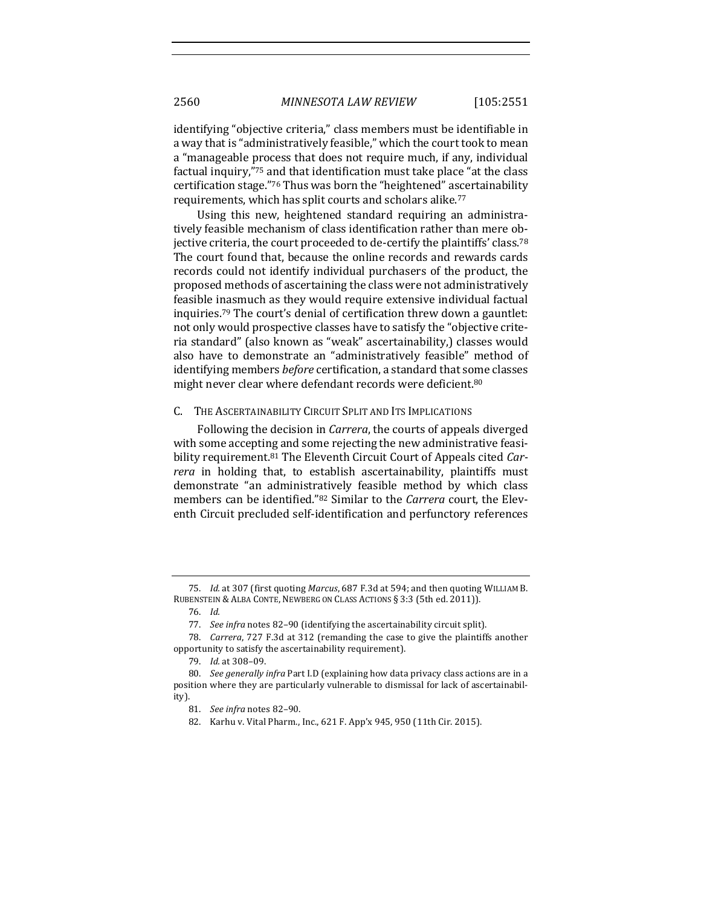identifying "objective criteria," class members must be identifiable in a way that is "administratively feasible," which the court took to mean a "manageable process that does not require much, if any, individual factual inquiry,"[75] and that identification must take place "at the class certification stage."[76] Thus was born the "heightened" ascertainability requirements, which has split courts and scholars alike.[77]

Using this new, heightened standard requiring an administratively feasible mechanism of class identification rather than mere objective criteria, the court proceeded to de-certify the plaintiffs' class.[78] The court found that, because the online records and rewards cards records could not identify individual purchasers of the product, the proposed methods of ascertaining the class were not administratively feasible inasmuch as they would require extensive individual factual inquiries.[79] The court's denial of certification threw down a gauntlet: not only would prospective classes have to satisfy the "objective criteria standard" (also known as "weak" ascertainability,) classes would also have to demonstrate an "administratively feasible" method of identifying members *before* certification, a standard that some classes might never clear where defendant records were deficient.[80]

### C. The Ascertainability Circuit Split and Its Implications

Following the decision in *Carrera*, the courts of appeals diverged with some accepting and some rejecting the new administrative feasibility requirement.[81] The Eleventh Circuit Court of Appeals cited *Carrera* in holding that, to establish ascertainability, plaintiffs must demonstrate "an administratively feasible method by which class members can be identified."[82] Similar to the *Carrera* court, the Eleventh Circuit precluded self-identification and perfunctory references

---

75. *Id.* at 307 (first quoting *Marcus*, 687 F.3d at 594; and then quoting WILLIAM B. RUBENSTEIN & ALBA CONTE, NEWBERG ON CLASS ACTIONS § 3:3 (5th ed. 2011)).

76. *Id.*

77. *See infra* notes 82–90 (identifying the ascertainability circuit split).

78. *Carrera*, 727 F.3d at 312 (remanding the case to give the plaintiffs another opportunity to satisfy the ascertainability requirement).

79. *Id.* at 308–09.

80. *See generally infra* Part I.D (explaining how data privacy class actions are in a position where they are particularly vulnerable to dismissal for lack of ascertainability).

81. *See infra* notes 82–90.

82. Karhu v. Vital Pharm., Inc., 621 F. App'x 945, 950 (11th Cir. 2015).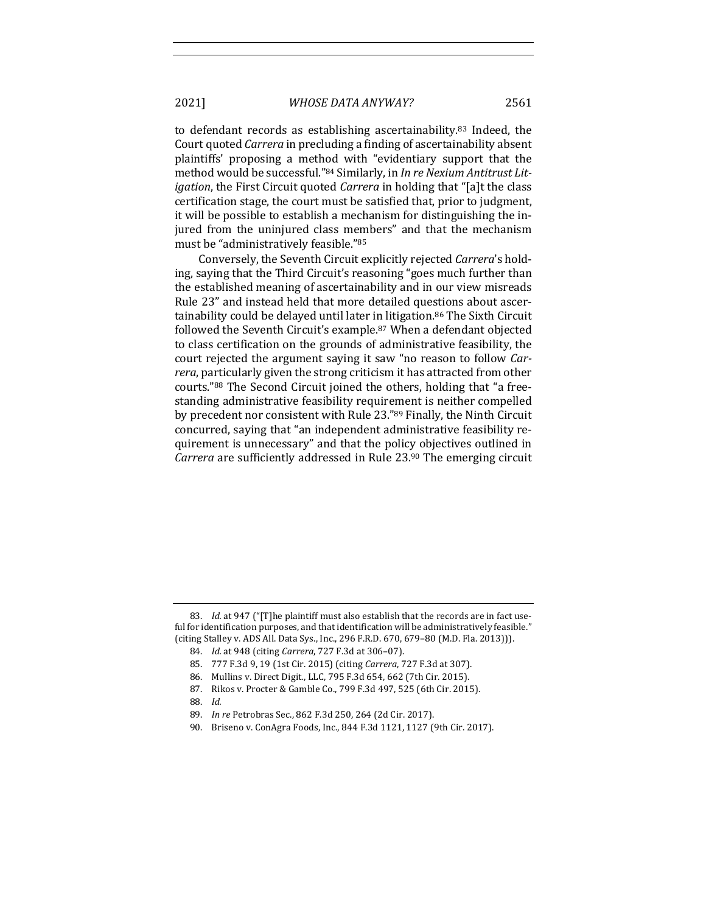to defendant records as establishing ascertainability.[83] Indeed, the Court quoted *Carrera* in precluding a finding of ascertainability absent plaintiffs' proposing a method with "evidentiary support that the method would be successful."[84] Similarly, in *In re Nexium Antitrust Litigation*, the First Circuit quoted *Carrera* in holding that "[a]t the class certification stage, the court must be satisfied that, prior to judgment, it will be possible to establish a mechanism for distinguishing the injured from the uninjured class members" and that the mechanism must be "administratively feasible."[85]

Conversely, the Seventh Circuit explicitly rejected *Carrera*'s holding, saying that the Third Circuit's reasoning "goes much further than the established meaning of ascertainability and in our view misreads Rule 23" and instead held that more detailed questions about ascertainability could be delayed until later in litigation.[86] The Sixth Circuit followed the Seventh Circuit's example.[87] When a defendant objected to class certification on the grounds of administrative feasibility, the court rejected the argument saying it saw "no reason to follow *Carrera*, particularly given the strong criticism it has attracted from other courts."[88] The Second Circuit joined the others, holding that "a freestanding administrative feasibility requirement is neither compelled by precedent nor consistent with Rule 23."[89] Finally, the Ninth Circuit concurred, saying that "an independent administrative feasibility requirement is unnecessary" and that the policy objectives outlined in *Carrera* are sufficiently addressed in Rule 23.[90] The emerging circuit

---

83. *Id.* at 947 ("[T]he plaintiff must also establish that the records are in fact useful for identification purposes, and that identification will be administratively feasible." (citing Stalley v. ADS All. Data Sys., Inc., 296 F.R.D. 670, 679–80 (M.D. Fla. 2013))).

84. *Id.* at 948 (citing *Carrera*, 727 F.3d at 306–07).

85. 777 F.3d 9, 19 (1st Cir. 2015) (citing *Carrera*, 727 F.3d at 307).

86. Mullins v. Direct Digit., LLC, 795 F.3d 654, 662 (7th Cir. 2015).

87. Rikos v. Procter & Gamble Co., 799 F.3d 497, 525 (6th Cir. 2015).

88. *Id.*

89. *In re* Petrobras Sec., 862 F.3d 250, 264 (2d Cir. 2017).

90. Briseno v. ConAgra Foods, Inc., 844 F.3d 1121, 1127 (9th Cir. 2017).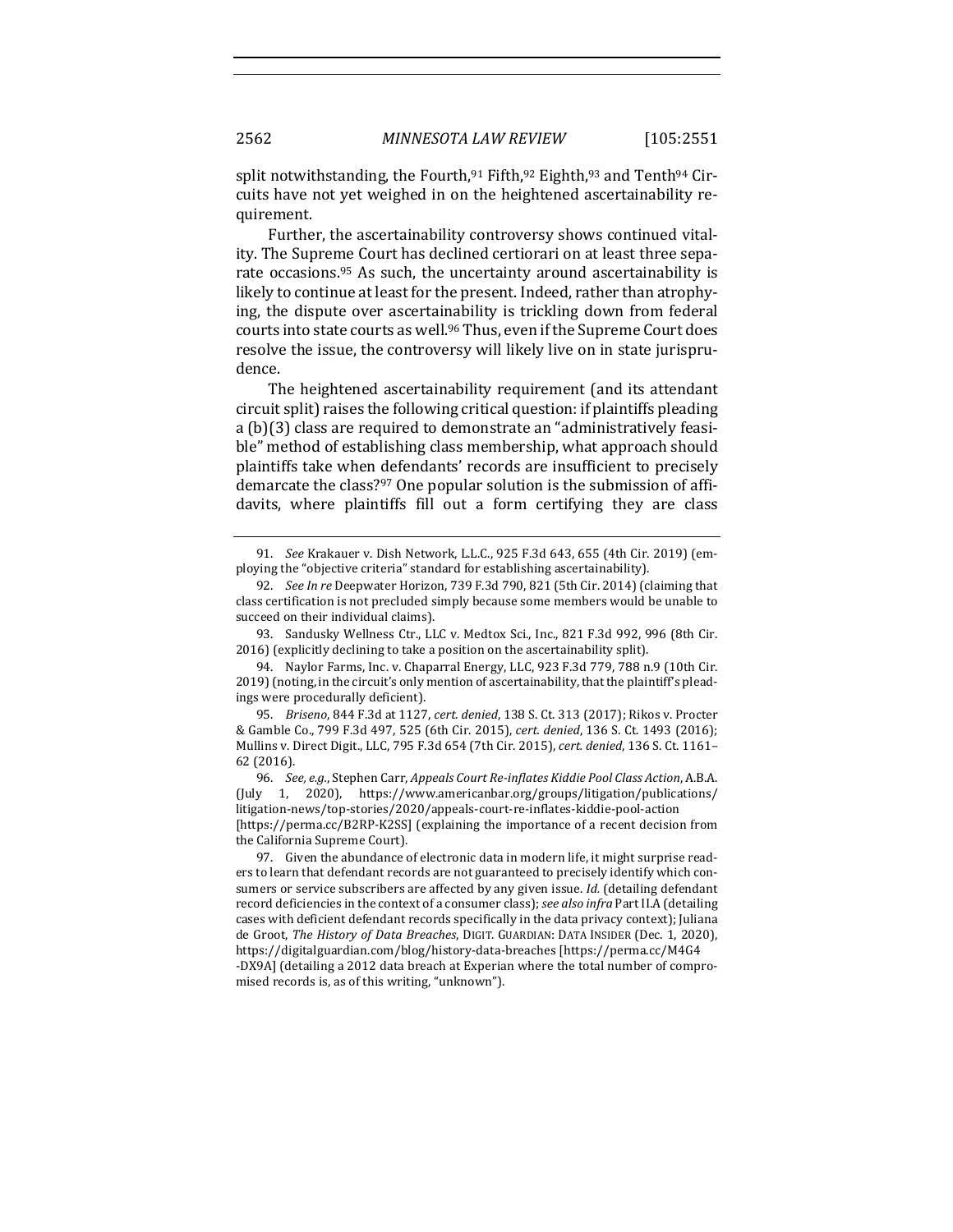split notwithstanding, the Fourth,[91] Fifth,[92] Eighth,[93] and Tenth[94] Circuits have not yet weighed in on the heightened ascertainability requirement.

Further, the ascertainability controversy shows continued vitality. The Supreme Court has declined certiorari on at least three separate occasions.[95] As such, the uncertainty around ascertainability is likely to continue at least for the present. Indeed, rather than atrophying, the dispute over ascertainability is trickling down from federal courts into state courts as well.[96] Thus, even if the Supreme Court does resolve the issue, the controversy will likely live on in state jurisprudence.

The heightened ascertainability requirement (and its attendant circuit split) raises the following critical question: if plaintiffs pleading a (b)(3) class are required to demonstrate an "administratively feasible" method of establishing class membership, what approach should plaintiffs take when defendants' records are insufficient to precisely demarcate the class?[97] One popular solution is the submission of affidavits, where plaintiffs fill out a form certifying they are class

---

91. *See* Krakauer v. Dish Network, L.L.C., 925 F.3d 643, 655 (4th Cir. 2019) (employing the "objective criteria" standard for establishing ascertainability).

92. *See In re* Deepwater Horizon, 739 F.3d 790, 821 (5th Cir. 2014) (claiming that class certification is not precluded simply because some members would be unable to succeed on their individual claims).

93. Sandusky Wellness Ctr., LLC v. Medtox Sci., Inc., 821 F.3d 992, 996 (8th Cir. 2016) (explicitly declining to take a position on the ascertainability split).

94. Naylor Farms, Inc. v. Chaparral Energy, LLC, 923 F.3d 779, 788 n.9 (10th Cir. 2019) (noting, in the circuit's only mention of ascertainability, that the plaintiff's pleadings were procedurally deficient).

95. *Briseno*, 844 F.3d at 1127, *cert. denied*, 138 S. Ct. 313 (2017); Rikos v. Procter & Gamble Co., 799 F.3d 497, 525 (6th Cir. 2015), *cert. denied*, 136 S. Ct. 1493 (2016); Mullins v. Direct Digit., LLC, 795 F.3d 654 (7th Cir. 2015), *cert. denied*, 136 S. Ct. 1161–62 (2016).

96. *See, e.g.*, Stephen Carr, *Appeals Court Re-inflates Kiddie Pool Class Action*, A.B.A. (July 1, 2020), https://www.americanbar.org/groups/litigation/publications/litigation-news/top-stories/2020/appeals-court-re-inflates-kiddie-pool-action [https://perma.cc/B2RP-K2SS] (explaining the importance of a recent decision from the California Supreme Court).

97. Given the abundance of electronic data in modern life, it might surprise readers to learn that defendant records are not guaranteed to precisely identify which consumers or service subscribers are affected by any given issue. *Id.* (detailing defendant record deficiencies in the context of a consumer class); *see also infra* Part II.A (detailing cases with deficient defendant records specifically in the data privacy context); Juliana de Groot, *The History of Data Breaches*, DIGIT. GUARDIAN: DATA INSIDER (Dec. 1, 2020), https://digitalguardian.com/blog/history-data-breaches [https://perma.cc/M4G4-DX9A] (detailing a 2012 data breach at Experian where the total number of compromised records is, as of this writing, "unknown").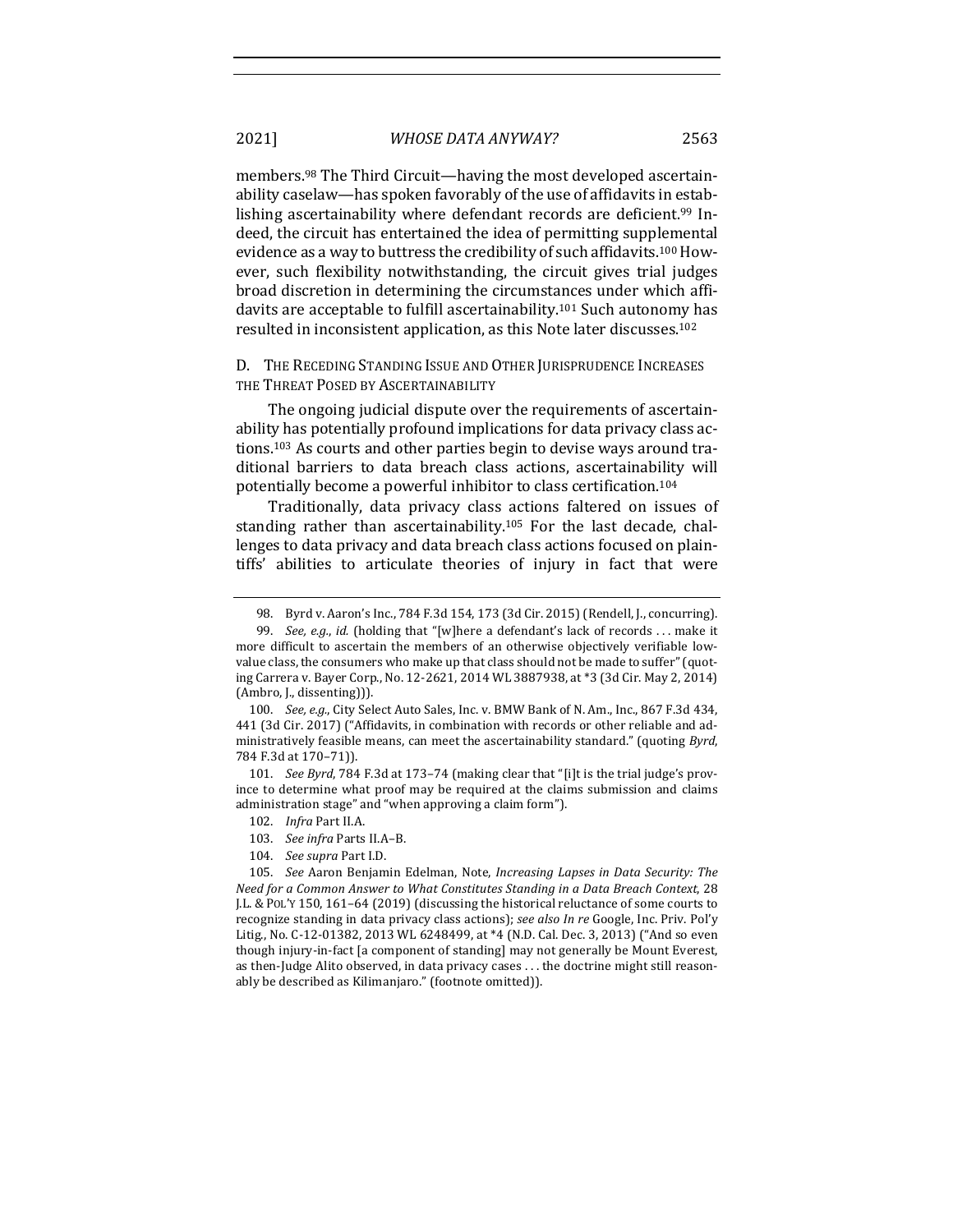members.[98] The Third Circuit—having the most developed ascertainability caselaw—has spoken favorably of the use of affidavits in establishing ascertainability where defendant records are deficient.[99] Indeed, the circuit has entertained the idea of permitting supplemental evidence as a way to buttress the credibility of such affidavits.[100] However, such flexibility notwithstanding, the circuit gives trial judges broad discretion in determining the circumstances under which affidavits are acceptable to fulfill ascertainability.[101] Such autonomy has resulted in inconsistent application, as this Note later discusses.[102]

### D. The Receding Standing Issue and Other Jurisprudence Increases the Threat Posed by Ascertainability

The ongoing judicial dispute over the requirements of ascertainability has potentially profound implications for data privacy class actions.[103] As courts and other parties begin to devise ways around traditional barriers to data breach class actions, ascertainability will potentially become a powerful inhibitor to class certification.[104]

Traditionally, data privacy class actions faltered on issues of standing rather than ascertainability.[105] For the last decade, challenges to data privacy and data breach class actions focused on plaintiffs' abilities to articulate theories of injury in fact that were

---

98. Byrd v. Aaron's Inc., 784 F.3d 154, 173 (3d Cir. 2015) (Rendell, J., concurring).

99. *See, e.g.*, *id.* (holding that "[w]here a defendant's lack of records . . . make it more difficult to ascertain the members of an otherwise objectively verifiable low-value class, the consumers who make up that class should not be made to suffer" (quoting Carrera v. Bayer Corp., No. 12-2621, 2014 WL 3887938, at *3 (3d Cir. May 2, 2014) (Ambro, J., dissenting))).

100. *See, e.g.*, City Select Auto Sales, Inc. v. BMW Bank of N. Am., Inc., 867 F.3d 434, 441 (3d Cir. 2017) ("Affidavits, in combination with records or other reliable and administratively feasible means, can meet the ascertainability standard." (quoting *Byrd*, 784 F.3d at 170–71)).

101. *See Byrd*, 784 F.3d at 173–74 (making clear that "[i]t is the trial judge's province to determine what proof may be required at the claims submission and claims administration stage" and "when approving a claim form").

102. *Infra* Part II.A.

103. *See infra* Parts II.A–B.

104. *See supra* Part I.D.

105. *See* Aaron Benjamin Edelman, Note, *Increasing Lapses in Data Security: The Need for a Common Answer to What Constitutes Standing in a Data Breach Context*, 28 J.L. & Pol'y 150, 161–64 (2019) (discussing the historical reluctance of some courts to recognize standing in data privacy class actions); *see also In re* Google, Inc. Priv. Pol'y Litig., No. C-12-01382, 2013 WL 6248499, at *4 (N.D. Cal. Dec. 3, 2013) ("And so even though injury-in-fact [a component of standing] may not generally be Mount Everest, as then-Judge Alito observed, in data privacy cases . . . the doctrine might still reasonably be described as Kilimanjaro." (footnote omitted)).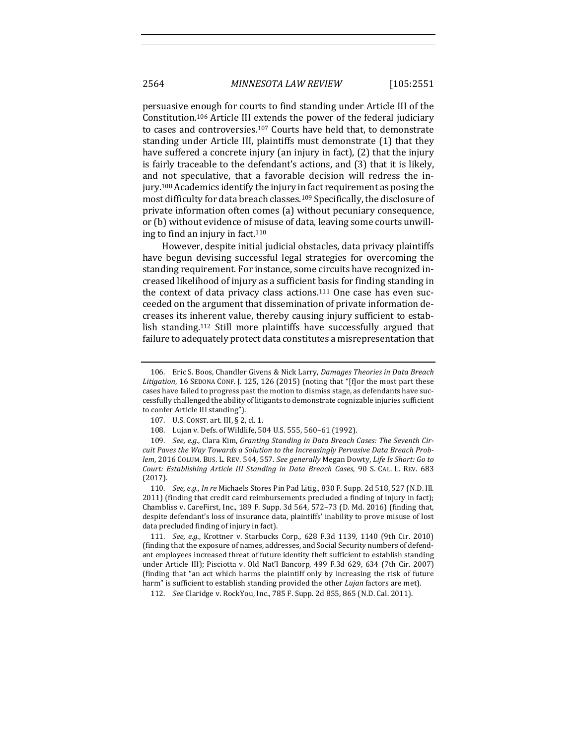persuasive enough for courts to find standing under Article III of the Constitution.[106] Article III extends the power of the federal judiciary to cases and controversies.[107] Courts have held that, to demonstrate standing under Article III, plaintiffs must demonstrate (1) that they have suffered a concrete injury (an injury in fact), (2) that the injury is fairly traceable to the defendant's actions, and (3) that it is likely, and not speculative, that a favorable decision will redress the injury.[108] Academics identify the injury in fact requirement as posing the most difficulty for data breach classes.[109] Specifically, the disclosure of private information often comes (a) without pecuniary consequence, or (b) without evidence of misuse of data, leaving some courts unwilling to find an injury in fact.[110]

However, despite initial judicial obstacles, data privacy plaintiffs have begun devising successful legal strategies for overcoming the standing requirement. For instance, some circuits have recognized increased likelihood of injury as a sufficient basis for finding standing in the context of data privacy class actions.[111] One case has even succeeded on the argument that dissemination of private information decreases its inherent value, thereby causing injury sufficient to establish standing.[112] Still more plaintiffs have successfully argued that failure to adequately protect data constitutes a misrepresentation that

---

106. Eric S. Boos, Chandler Givens & Nick Larry, *Damages Theories in Data Breach Litigation*, 16 SEDONA CONF. J. 125, 126 (2015) (noting that "[f]or the most part these cases have failed to progress past the motion to dismiss stage, as defendants have successfully challenged the ability of litigants to demonstrate cognizable injuries sufficient to confer Article III standing").

107. U.S. CONST. art. III, § 2, cl. 1.

108. Lujan v. Defs. of Wildlife, 504 U.S. 555, 560–61 (1992).

109. *See, e.g.*, Clara Kim, *Granting Standing in Data Breach Cases: The Seventh Circuit Paves the Way Towards a Solution to the Increasingly Pervasive Data Breach Problem*, 2016 COLUM. BUS. L. REV. 544, 557. *See generally* Megan Dowty, *Life Is Short: Go to Court: Establishing Article III Standing in Data Breach Cases*, 90 S. CAL. L. REV. 683 (2017).

110. *See, e.g.*, *In re* Michaels Stores Pin Pad Litig., 830 F. Supp. 2d 518, 527 (N.D. Ill. 2011) (finding that credit card reimbursements precluded a finding of injury in fact); Chambliss v. CareFirst, Inc., 189 F. Supp. 3d 564, 572–73 (D. Md. 2016) (finding that, despite defendant's loss of insurance data, plaintiffs' inability to prove misuse of lost data precluded finding of injury in fact).

111. *See, e.g.*, Krottner v. Starbucks Corp., 628 F.3d 1139, 1140 (9th Cir. 2010) (finding that the exposure of names, addresses, and Social Security numbers of defendant employees increased threat of future identity theft sufficient to establish standing under Article III); Pisciotta v. Old Nat'l Bancorp, 499 F.3d 629, 634 (7th Cir. 2007) (finding that "an act which harms the plaintiff only by increasing the risk of future harm" is sufficient to establish standing provided the other *Lujan* factors are met).

112. *See* Claridge v. RockYou, Inc., 785 F. Supp. 2d 855, 865 (N.D. Cal. 2011).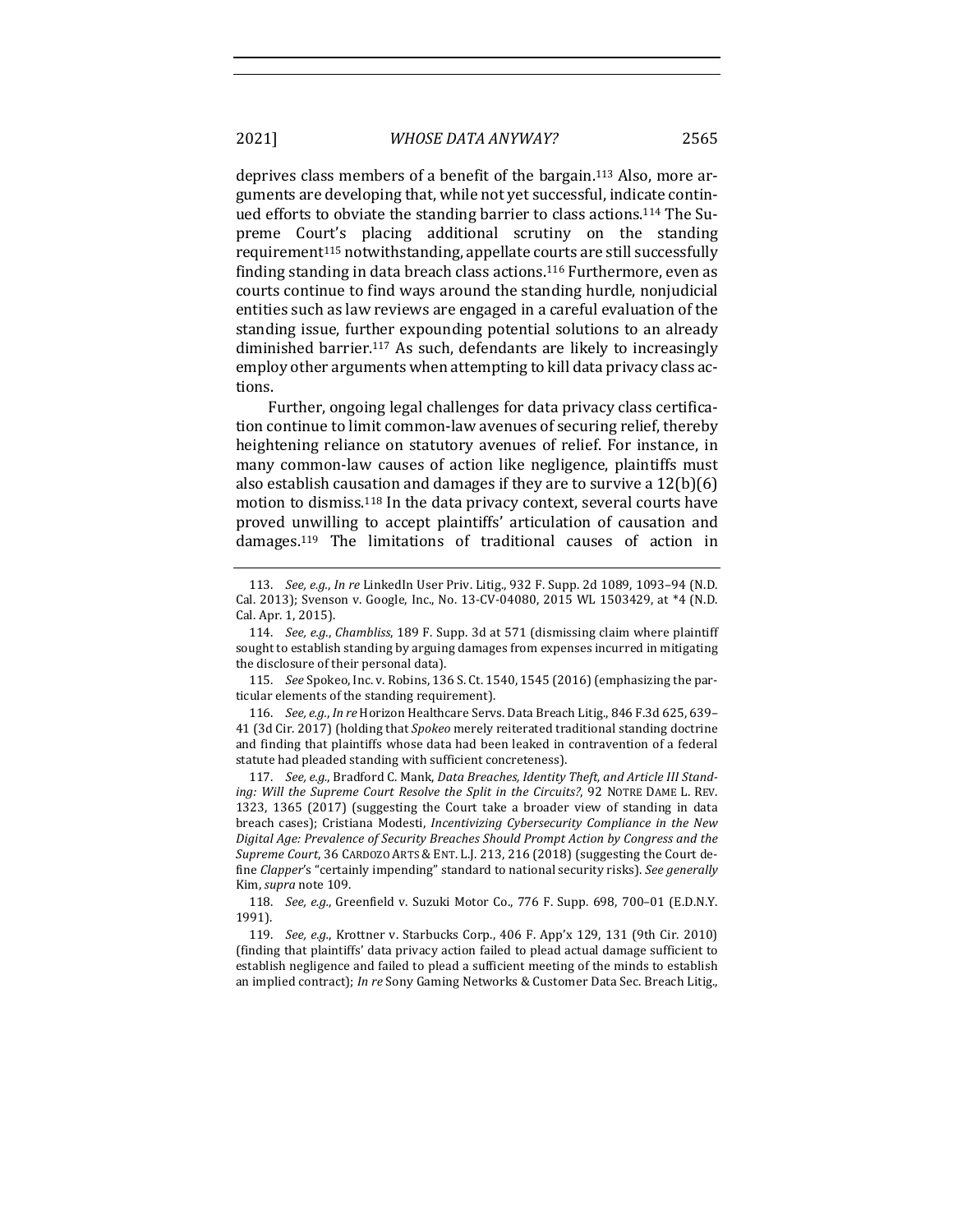deprives class members of a benefit of the bargain.[113] Also, more arguments are developing that, while not yet successful, indicate continued efforts to obviate the standing barrier to class actions.[114] The Supreme Court's placing additional scrutiny on the standing requirement[115] notwithstanding, appellate courts are still successfully finding standing in data breach class actions.[116] Furthermore, even as courts continue to find ways around the standing hurdle, nonjudicial entities such as law reviews are engaged in a careful evaluation of the standing issue, further expounding potential solutions to an already diminished barrier.[117] As such, defendants are likely to increasingly employ other arguments when attempting to kill data privacy class actions.

Further, ongoing legal challenges for data privacy class certification continue to limit common-law avenues of securing relief, thereby heightening reliance on statutory avenues of relief. For instance, in many common-law causes of action like negligence, plaintiffs must also establish causation and damages if they are to survive a 12(b)(6) motion to dismiss.[118] In the data privacy context, several courts have proved unwilling to accept plaintiffs' articulation of causation and damages.[119] The limitations of traditional causes of action in

---

113. *See, e.g.*, *In re* LinkedIn User Priv. Litig., 932 F. Supp. 2d 1089, 1093–94 (N.D. Cal. 2013); Svenson v. Google, Inc., No. 13-CV-04080, 2015 WL 1503429, at *4 (N.D. Cal. Apr. 1, 2015).

114. *See, e.g.*, *Chambliss*, 189 F. Supp. 3d at 571 (dismissing claim where plaintiff sought to establish standing by arguing damages from expenses incurred in mitigating the disclosure of their personal data).

115. *See* Spokeo, Inc. v. Robins, 136 S. Ct. 1540, 1545 (2016) (emphasizing the particular elements of the standing requirement).

116. *See, e.g.*, *In re* Horizon Healthcare Servs. Data Breach Litig., 846 F.3d 625, 639–41 (3d Cir. 2017) (holding that *Spokeo* merely reiterated traditional standing doctrine and finding that plaintiffs whose data had been leaked in contravention of a federal statute had pleaded standing with sufficient concreteness).

117. *See, e.g.*, Bradford C. Mank, *Data Breaches, Identity Theft, and Article III Standing: Will the Supreme Court Resolve the Split in the Circuits?*, 92 NOTRE DAME L. REV. 1323, 1365 (2017) (suggesting the Court take a broader view of standing in data breach cases); Cristiana Modesti, *Incentivizing Cybersecurity Compliance in the New Digital Age: Prevalence of Security Breaches Should Prompt Action by Congress and the Supreme Court*, 36 CARDOZO ARTS & ENT. L.J. 213, 216 (2018) (suggesting the Court define *Clapper*'s "certainly impending" standard to national security risks). *See generally* Kim, *supra* note 109.

118. *See, e.g.*, Greenfield v. Suzuki Motor Co., 776 F. Supp. 698, 700–01 (E.D.N.Y. 1991).

119. *See, e.g.*, Krottner v. Starbucks Corp., 406 F. App'x 129, 131 (9th Cir. 2010) (finding that plaintiffs' data privacy action failed to plead actual damage sufficient to establish negligence and failed to plead a sufficient meeting of the minds to establish an implied contract); *In re* Sony Gaming Networks & Customer Data Sec. Breach Litig.,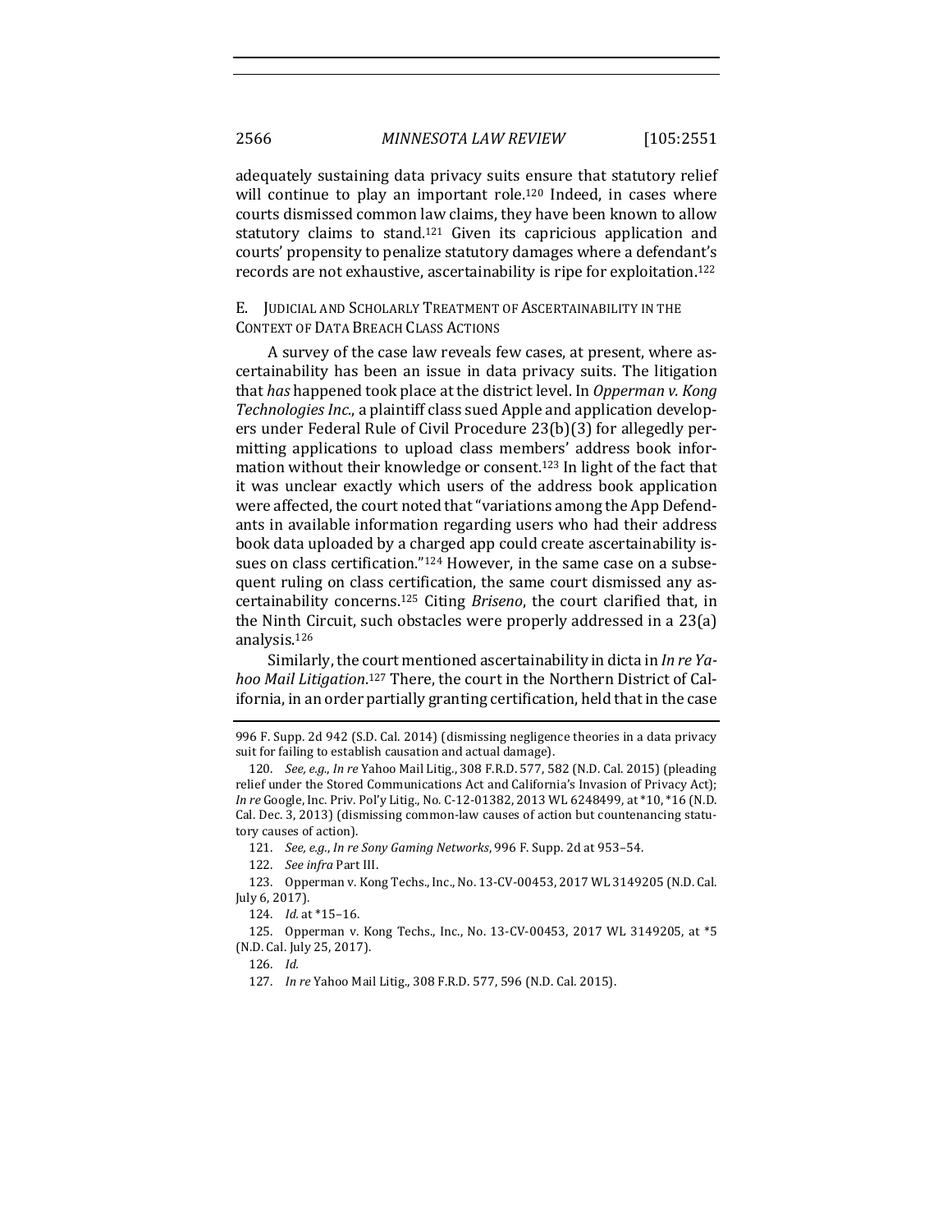adequately sustaining data privacy suits ensure that statutory relief will continue to play an important role.[120] Indeed, in cases where courts dismissed common law claims, they have been known to allow statutory claims to stand.[121] Given its capricious application and courts' propensity to penalize statutory damages where a defendant's records are not exhaustive, ascertainability is ripe for exploitation.[122]

### E. Judicial and Scholarly Treatment of Ascertainability in the Context of Data Breach Class Actions

A survey of the case law reveals few cases, at present, where ascertainability has been an issue in data privacy suits. The litigation that *has* happened took place at the district level. In *Opperman v. Kong Technologies Inc.*, a plaintiff class sued Apple and application developers under Federal Rule of Civil Procedure 23(b)(3) for allegedly permitting applications to upload class members' address book information without their knowledge or consent.[123] In light of the fact that it was unclear exactly which users of the address book application were affected, the court noted that "variations among the App Defendants in available information regarding users who had their address book data uploaded by a charged app could create ascertainability issues on class certification."[124] However, in the same case on a subsequent ruling on class certification, the same court dismissed any ascertainability concerns.[125] Citing *Briseno*, the court clarified that, in the Ninth Circuit, such obstacles were properly addressed in a 23(a) analysis.[126]

Similarly, the court mentioned ascertainability in dicta in *In re Yahoo Mail Litigation*.[127] There, the court in the Northern District of California, in an order partially granting certification, held that in the case

---

996 F. Supp. 2d 942 (S.D. Cal. 2014) (dismissing negligence theories in a data privacy suit for failing to establish causation and actual damage).

120. *See, e.g.*, *In re* Yahoo Mail Litig., 308 F.R.D. 577, 582 (N.D. Cal. 2015) (pleading relief under the Stored Communications Act and California's Invasion of Privacy Act); *In re* Google, Inc. Priv. Pol'y Litig., No. C-12-01382, 2013 WL 6248499, at *10, *16 (N.D. Cal. Dec. 3, 2013) (dismissing common-law causes of action but countenancing statutory causes of action).

121. *See, e.g.*, *In re Sony Gaming Networks*, 996 F. Supp. 2d at 953–54.

122. *See infra* Part III.

123. Opperman v. Kong Techs., Inc., No. 13-CV-00453, 2017 WL 3149205 (N.D. Cal. July 6, 2017).

124. *Id.* at *15–16.

125. Opperman v. Kong Techs., Inc., No. 13-CV-00453, 2017 WL 3149205, at *5 (N.D. Cal. July 25, 2017).

126. *Id.*

127. *In re* Yahoo Mail Litig., 308 F.R.D. 577, 596 (N.D. Cal. 2015).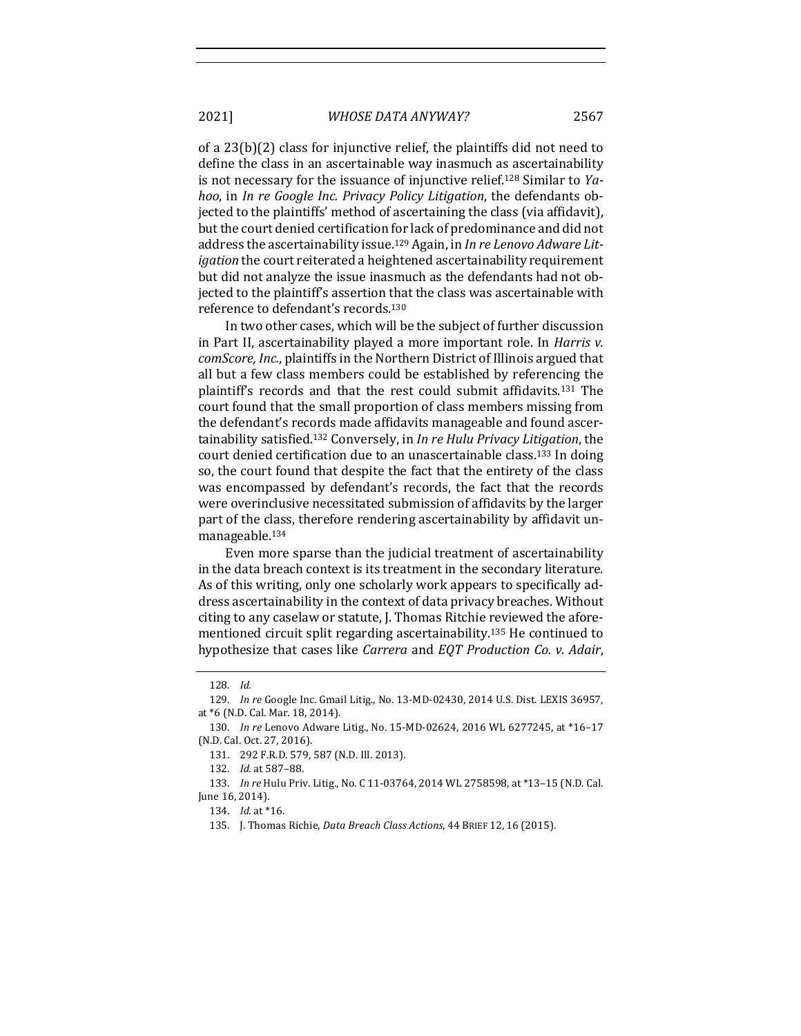of a 23(b)(2) class for injunctive relief, the plaintiffs did not need to define the class in an ascertainable way inasmuch as ascertainability is not necessary for the issuance of injunctive relief.[128] Similar to *Yahoo*, in *In re Google Inc. Privacy Policy Litigation*, the defendants objected to the plaintiffs' method of ascertaining the class (via affidavit), but the court denied certification for lack of predominance and did not address the ascertainability issue.[129] Again, in *In re Lenovo Adware Litigation* the court reiterated a heightened ascertainability requirement but did not analyze the issue inasmuch as the defendants had not objected to the plaintiff's assertion that the class was ascertainable with reference to defendant's records.[130]

In two other cases, which will be the subject of further discussion in Part II, ascertainability played a more important role. In *Harris v. comScore, Inc.*, plaintiffs in the Northern District of Illinois argued that all but a few class members could be established by referencing the plaintiff's records and that the rest could submit affidavits.[131] The court found that the small proportion of class members missing from the defendant's records made affidavits manageable and found ascertainability satisfied.[132] Conversely, in *In re Hulu Privacy Litigation*, the court denied certification due to an unascertainable class.[133] In doing so, the court found that despite the fact that the entirety of the class was encompassed by defendant's records, the fact that the records were overinclusive necessitated submission of affidavits by the larger part of the class, therefore rendering ascertainability by affidavit unmanageable.[134]

Even more sparse than the judicial treatment of ascertainability in the data breach context is its treatment in the secondary literature. As of this writing, only one scholarly work appears to specifically address ascertainability in the context of data privacy breaches. Without citing to any caselaw or statute, J. Thomas Ritchie reviewed the aforementioned circuit split regarding ascertainability.[135] He continued to hypothesize that cases like *Carrera* and *EQT Production Co. v. Adair*,

---

128. *Id.*

129. *In re* Google Inc. Gmail Litig., No. 13-MD-02430, 2014 U.S. Dist. LEXIS 36957, at *6 (N.D. Cal. Mar. 18, 2014).

130. *In re* Lenovo Adware Litig., No. 15-MD-02624, 2016 WL 6277245, at *16–17 (N.D. Cal. Oct. 27, 2016).

131. 292 F.R.D. 579, 587 (N.D. Ill. 2013).

132. *Id.* at 587–88.

133. *In re* Hulu Priv. Litig., No. C 11-03764, 2014 WL 2758598, at *13–15 (N.D. Cal. June 16, 2014).

134. *Id.* at *16.

135. J. Thomas Richie, *Data Breach Class Actions*, 44 BRIEF 12, 16 (2015).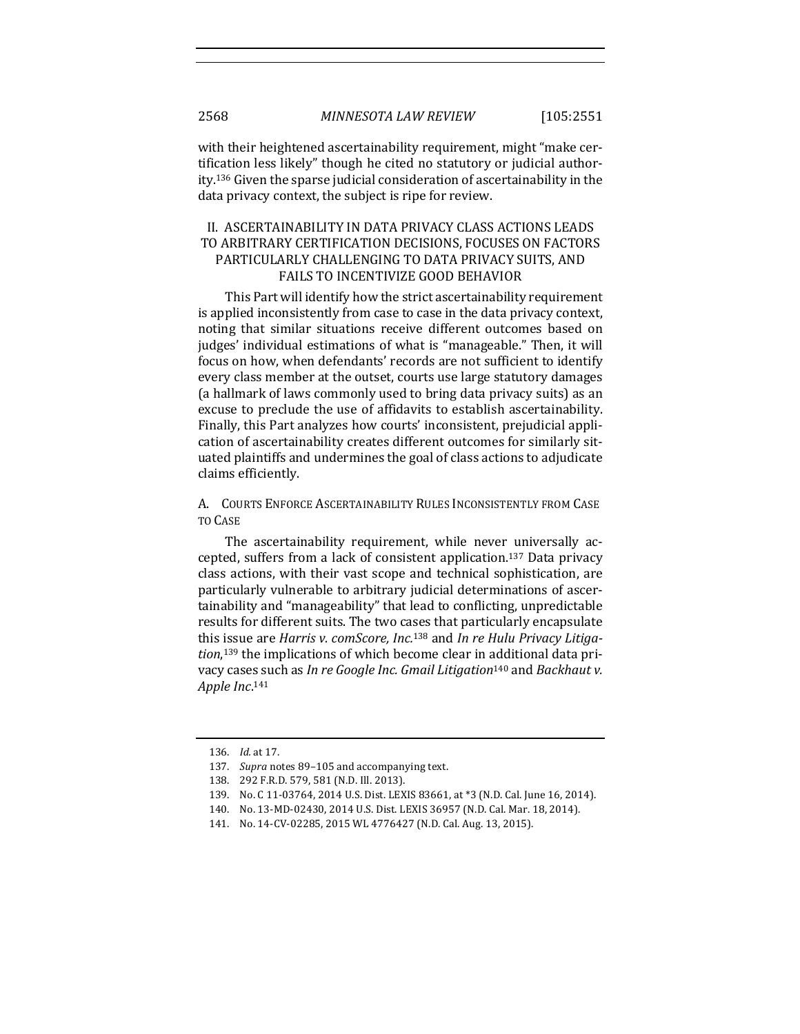with their heightened ascertainability requirement, might "make certification less likely" though he cited no statutory or judicial authority.[136] Given the sparse judicial consideration of ascertainability in the data privacy context, the subject is ripe for review.

## II. ASCERTAINABILITY IN DATA PRIVACY CLASS ACTIONS LEADS TO ARBITRARY CERTIFICATION DECISIONS, FOCUSES ON FACTORS PARTICULARLY CHALLENGING TO DATA PRIVACY SUITS, AND FAILS TO INCENTIVIZE GOOD BEHAVIOR

This Part will identify how the strict ascertainability requirement is applied inconsistently from case to case in the data privacy context, noting that similar situations receive different outcomes based on judges' individual estimations of what is "manageable." Then, it will focus on how, when defendants' records are not sufficient to identify every class member at the outset, courts use large statutory damages (a hallmark of laws commonly used to bring data privacy suits) as an excuse to preclude the use of affidavits to establish ascertainability. Finally, this Part analyzes how courts' inconsistent, prejudicial application of ascertainability creates different outcomes for similarly situated plaintiffs and undermines the goal of class actions to adjudicate claims efficiently.

### A. Courts Enforce Ascertainability Rules Inconsistently from Case to Case

The ascertainability requirement, while never universally accepted, suffers from a lack of consistent application.[137] Data privacy class actions, with their vast scope and technical sophistication, are particularly vulnerable to arbitrary judicial determinations of ascertainability and "manageability" that lead to conflicting, unpredictable results for different suits. The two cases that particularly encapsulate this issue are *Harris v. comScore, Inc.*[138] and *In re Hulu Privacy Litigation*,[139] the implications of which become clear in additional data privacy cases such as *In re Google Inc. Gmail Litigation*[140] and *Backhaut v. Apple Inc*.[141]

---

136. *Id.* at 17.

137. *Supra* notes 89–105 and accompanying text.

138. 292 F.R.D. 579, 581 (N.D. Ill. 2013).

139. No. C 11-03764, 2014 U.S. Dist. LEXIS 83661, at *3 (N.D. Cal. June 16, 2014).

140. No. 13-MD-02430, 2014 U.S. Dist. LEXIS 36957 (N.D. Cal. Mar. 18, 2014).

141. No. 14-CV-02285, 2015 WL 4776427 (N.D. Cal. Aug. 13, 2015).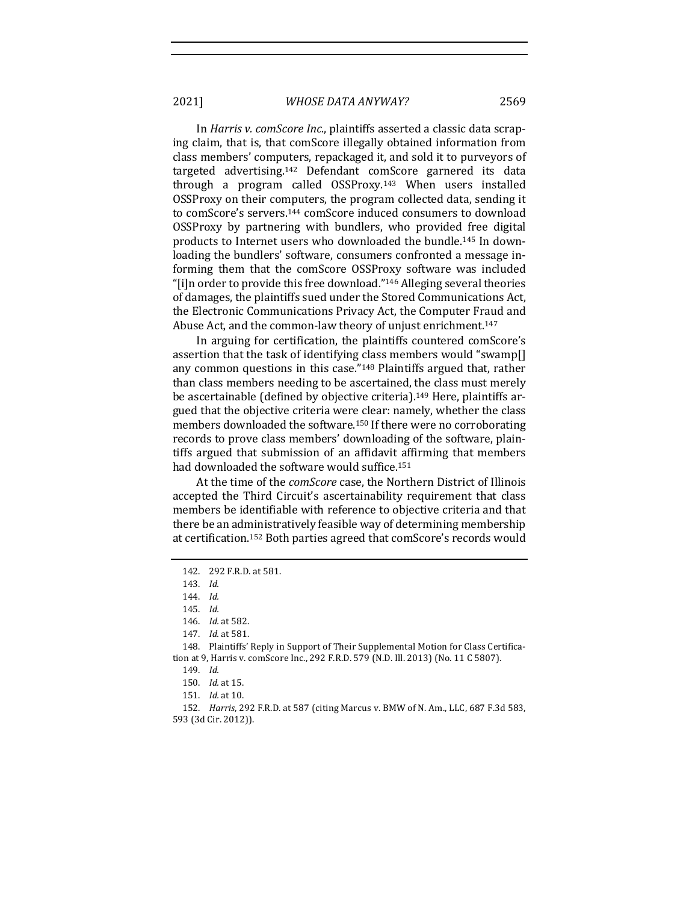In *Harris v. comScore Inc.*, plaintiffs asserted a classic data scraping claim, that is, that comScore illegally obtained information from class members' computers, repackaged it, and sold it to purveyors of targeted advertising.[142] Defendant comScore garnered its data through a program called OSSProxy.[143] When users installed OSSProxy on their computers, the program collected data, sending it to comScore's servers.[144] comScore induced consumers to download OSSProxy by partnering with bundlers, who provided free digital products to Internet users who downloaded the bundle.[145] In downloading the bundlers' software, consumers confronted a message informing them that the comScore OSSProxy software was included "[i]n order to provide this free download."[146] Alleging several theories of damages, the plaintiffs sued under the Stored Communications Act, the Electronic Communications Privacy Act, the Computer Fraud and Abuse Act, and the common-law theory of unjust enrichment.[147]

In arguing for certification, the plaintiffs countered comScore's assertion that the task of identifying class members would "swamp[] any common questions in this case."[148] Plaintiffs argued that, rather than class members needing to be ascertained, the class must merely be ascertainable (defined by objective criteria).[149] Here, plaintiffs argued that the objective criteria were clear: namely, whether the class members downloaded the software.[150] If there were no corroborating records to prove class members' downloading of the software, plaintiffs argued that submission of an affidavit affirming that members had downloaded the software would suffice.[151]

At the time of the *comScore* case, the Northern District of Illinois accepted the Third Circuit's ascertainability requirement that class members be identifiable with reference to objective criteria and that there be an administratively feasible way of determining membership at certification.[152] Both parties agreed that comScore's records would

---

142. 292 F.R.D. at 581.

143. *Id.*

144. *Id.*

145. *Id.*

146. *Id.* at 582.

147. *Id.* at 581.

148. Plaintiffs' Reply in Support of Their Supplemental Motion for Class Certification at 9, Harris v. comScore Inc., 292 F.R.D. 579 (N.D. Ill. 2013) (No. 11 C 5807).

149. *Id.*

150. *Id.* at 15.

151. *Id.* at 10.

152. *Harris*, 292 F.R.D. at 587 (citing Marcus v. BMW of N. Am., LLC, 687 F.3d 583, 593 (3d Cir. 2012)).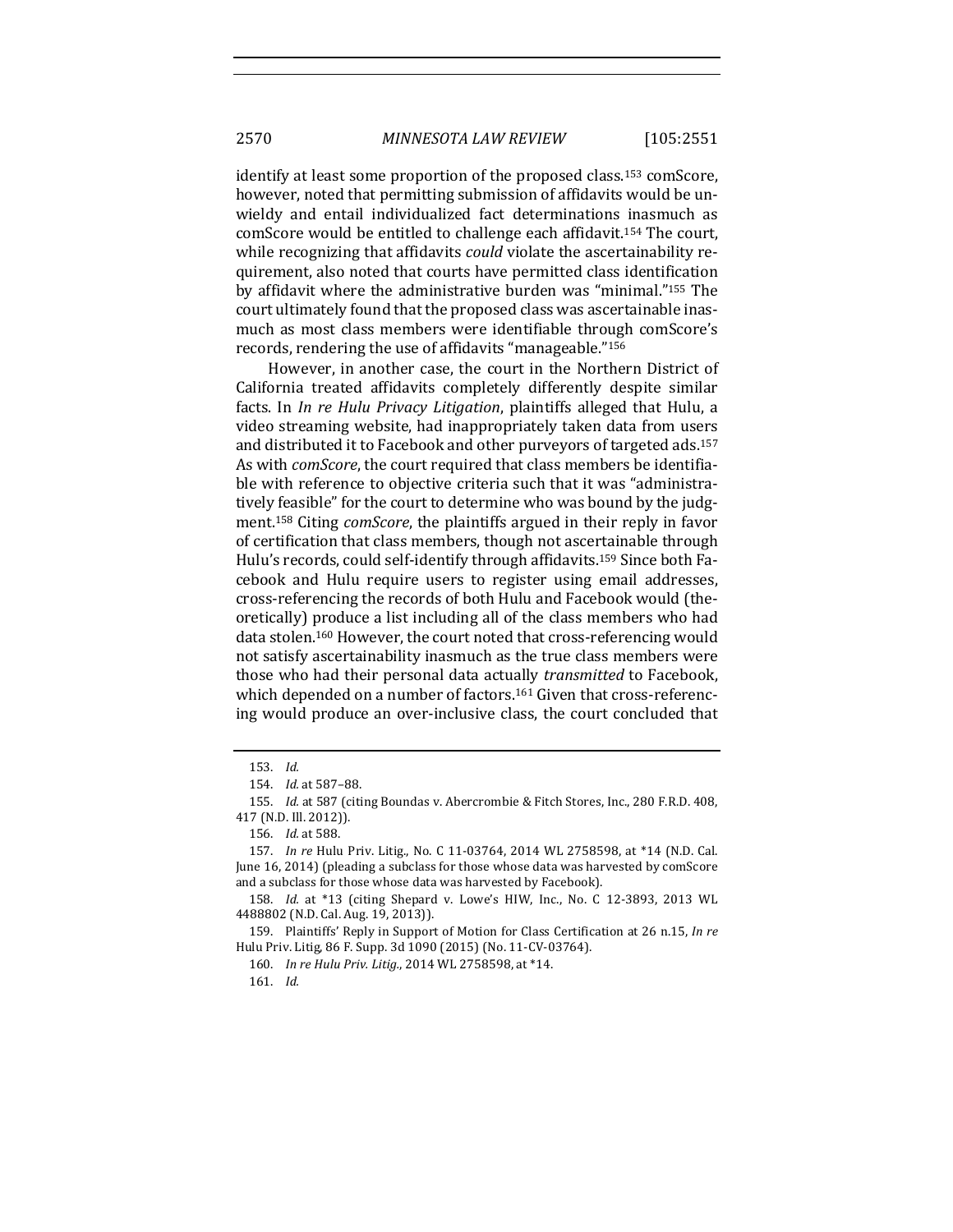identify at least some proportion of the proposed class.[153] comScore, however, noted that permitting submission of affidavits would be unwieldy and entail individualized fact determinations inasmuch as comScore would be entitled to challenge each affidavit.[154] The court, while recognizing that affidavits *could* violate the ascertainability requirement, also noted that courts have permitted class identification by affidavit where the administrative burden was "minimal."[155] The court ultimately found that the proposed class was ascertainable inasmuch as most class members were identifiable through comScore's records, rendering the use of affidavits "manageable."[156]

However, in another case, the court in the Northern District of California treated affidavits completely differently despite similar facts. In *In re Hulu Privacy Litigation*, plaintiffs alleged that Hulu, a video streaming website, had inappropriately taken data from users and distributed it to Facebook and other purveyors of targeted ads.[157] As with *comScore*, the court required that class members be identifiable with reference to objective criteria such that it was "administratively feasible" for the court to determine who was bound by the judgment.[158] Citing *comScore*, the plaintiffs argued in their reply in favor of certification that class members, though not ascertainable through Hulu's records, could self-identify through affidavits.[159] Since both Facebook and Hulu require users to register using email addresses, cross-referencing the records of both Hulu and Facebook would (theoretically) produce a list including all of the class members who had data stolen.[160] However, the court noted that cross-referencing would not satisfy ascertainability inasmuch as the true class members were those who had their personal data actually *transmitted* to Facebook, which depended on a number of factors.[161] Given that cross-referencing would produce an over-inclusive class, the court concluded that

---

153. *Id.*

154. *Id.* at 587–88.

155. *Id.* at 587 (citing Boundas v. Abercrombie & Fitch Stores, Inc., 280 F.R.D. 408, 417 (N.D. Ill. 2012)).

156. *Id.* at 588.

157. *In re* Hulu Priv. Litig., No. C 11-03764, 2014 WL 2758598, at *14 (N.D. Cal. June 16, 2014) (pleading a subclass for those whose data was harvested by comScore and a subclass for those whose data was harvested by Facebook).

158. *Id.* at *13 (citing Shepard v. Lowe's HIW, Inc., No. C 12-3893, 2013 WL 4488802 (N.D. Cal. Aug. 19, 2013)).

159. Plaintiffs' Reply in Support of Motion for Class Certification at 26 n.15, *In re* Hulu Priv. Litig, 86 F. Supp. 3d 1090 (2015) (No. 11-CV-03764).

160. *In re Hulu Priv. Litig.*, 2014 WL 2758598, at *14.

161. *Id.*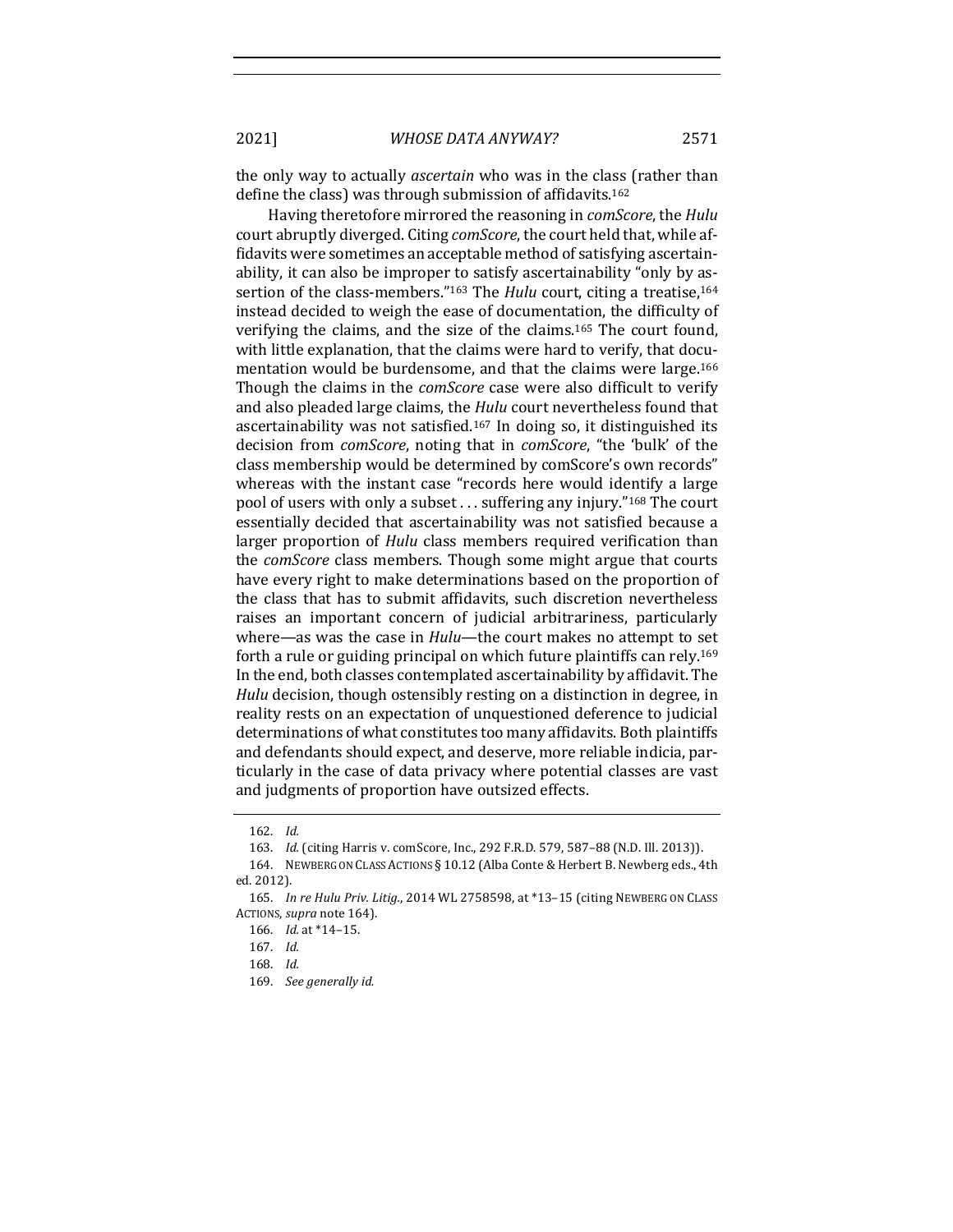the only way to actually *ascertain* who was in the class (rather than define the class) was through submission of affidavits.[162]

Having theretofore mirrored the reasoning in *comScore*, the *Hulu* court abruptly diverged. Citing *comScore*, the court held that, while affidavits were sometimes an acceptable method of satisfying ascertainability, it can also be improper to satisfy ascertainability "only by assertion of the class-members."[163] The *Hulu* court, citing a treatise,[164] instead decided to weigh the ease of documentation, the difficulty of verifying the claims, and the size of the claims.[165] The court found, with little explanation, that the claims were hard to verify, that documentation would be burdensome, and that the claims were large.[166] Though the claims in the *comScore* case were also difficult to verify and also pleaded large claims, the *Hulu* court nevertheless found that ascertainability was not satisfied.[167] In doing so, it distinguished its decision from *comScore*, noting that in *comScore*, "the 'bulk' of the class membership would be determined by comScore's own records" whereas with the instant case "records here would identify a large pool of users with only a subset . . . suffering any injury."[168] The court essentially decided that ascertainability was not satisfied because a larger proportion of *Hulu* class members required verification than the *comScore* class members. Though some might argue that courts have every right to make determinations based on the proportion of the class that has to submit affidavits, such discretion nevertheless raises an important concern of judicial arbitrariness, particularly where—as was the case in *Hulu*—the court makes no attempt to set forth a rule or guiding principal on which future plaintiffs can rely.[169] In the end, both classes contemplated ascertainability by affidavit. The *Hulu* decision, though ostensibly resting on a distinction in degree, in reality rests on an expectation of unquestioned deference to judicial determinations of what constitutes too many affidavits. Both plaintiffs and defendants should expect, and deserve, more reliable indicia, particularly in the case of data privacy where potential classes are vast and judgments of proportion have outsized effects.

---

162. *Id.*

163. *Id.* (citing Harris v. comScore, Inc., 292 F.R.D. 579, 587–88 (N.D. Ill. 2013)).

164. NEWBERG ON CLASS ACTIONS § 10.12 (Alba Conte & Herbert B. Newberg eds., 4th ed. 2012).

165. *In re Hulu Priv. Litig.*, 2014 WL 2758598, at *13–15 (citing NEWBERG ON CLASS ACTIONS, *supra* note 164).

166. *Id.* at *14–15.

167. *Id.*

168. *Id.*

169. *See generally id.*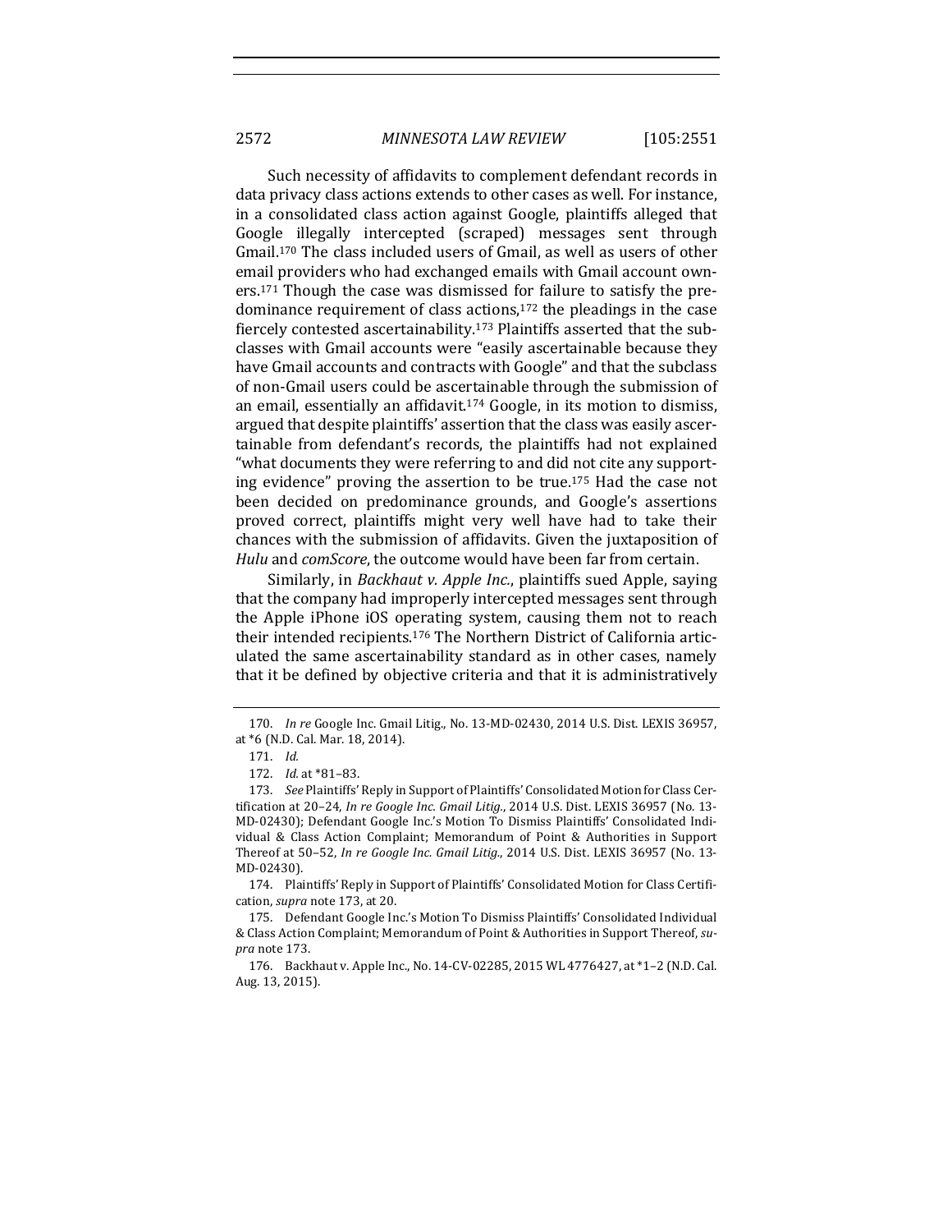Such necessity of affidavits to complement defendant records in data privacy class actions extends to other cases as well. For instance, in a consolidated class action against Google, plaintiffs alleged that Google illegally intercepted (scraped) messages sent through Gmail.[170] The class included users of Gmail, as well as users of other email providers who had exchanged emails with Gmail account owners.[171] Though the case was dismissed for failure to satisfy the predominance requirement of class actions,[172] the pleadings in the case fiercely contested ascertainability.[173] Plaintiffs asserted that the subclasses with Gmail accounts were "easily ascertainable because they have Gmail accounts and contracts with Google" and that the subclass of non-Gmail users could be ascertainable through the submission of an email, essentially an affidavit.[174] Google, in its motion to dismiss, argued that despite plaintiffs' assertion that the class was easily ascertainable from defendant's records, the plaintiffs had not explained "what documents they were referring to and did not cite any supporting evidence" proving the assertion to be true.[175] Had the case not been decided on predominance grounds, and Google's assertions proved correct, plaintiffs might very well have had to take their chances with the submission of affidavits. Given the juxtaposition of *Hulu* and *comScore*, the outcome would have been far from certain.

Similarly, in *Backhaut v. Apple Inc.*, plaintiffs sued Apple, saying that the company had improperly intercepted messages sent through the Apple iPhone iOS operating system, causing them not to reach their intended recipients.[176] The Northern District of California articulated the same ascertainability standard as in other cases, namely that it be defined by objective criteria and that it is administratively

---

170. *In re* Google Inc. Gmail Litig., No. 13-MD-02430, 2014 U.S. Dist. LEXIS 36957, at *6 (N.D. Cal. Mar. 18, 2014).

171. *Id.*

172. *Id.* at *81–83.

173. *See* Plaintiffs' Reply in Support of Plaintiffs' Consolidated Motion for Class Certification at 20–24, *In re Google Inc. Gmail Litig.*, 2014 U.S. Dist. LEXIS 36957 (No. 13-MD-02430); Defendant Google Inc.'s Motion To Dismiss Plaintiffs' Consolidated Individual & Class Action Complaint; Memorandum of Point & Authorities in Support Thereof at 50–52, *In re Google Inc. Gmail Litig.*, 2014 U.S. Dist. LEXIS 36957 (No. 13-MD-02430).

174. Plaintiffs' Reply in Support of Plaintiffs' Consolidated Motion for Class Certification, *supra* note 173, at 20.

175. Defendant Google Inc.'s Motion To Dismiss Plaintiffs' Consolidated Individual & Class Action Complaint; Memorandum of Point & Authorities in Support Thereof, *supra* note 173.

176. Backhaut v. Apple Inc., No. 14-CV-02285, 2015 WL 4776427, at *1–2 (N.D. Cal. Aug. 13, 2015).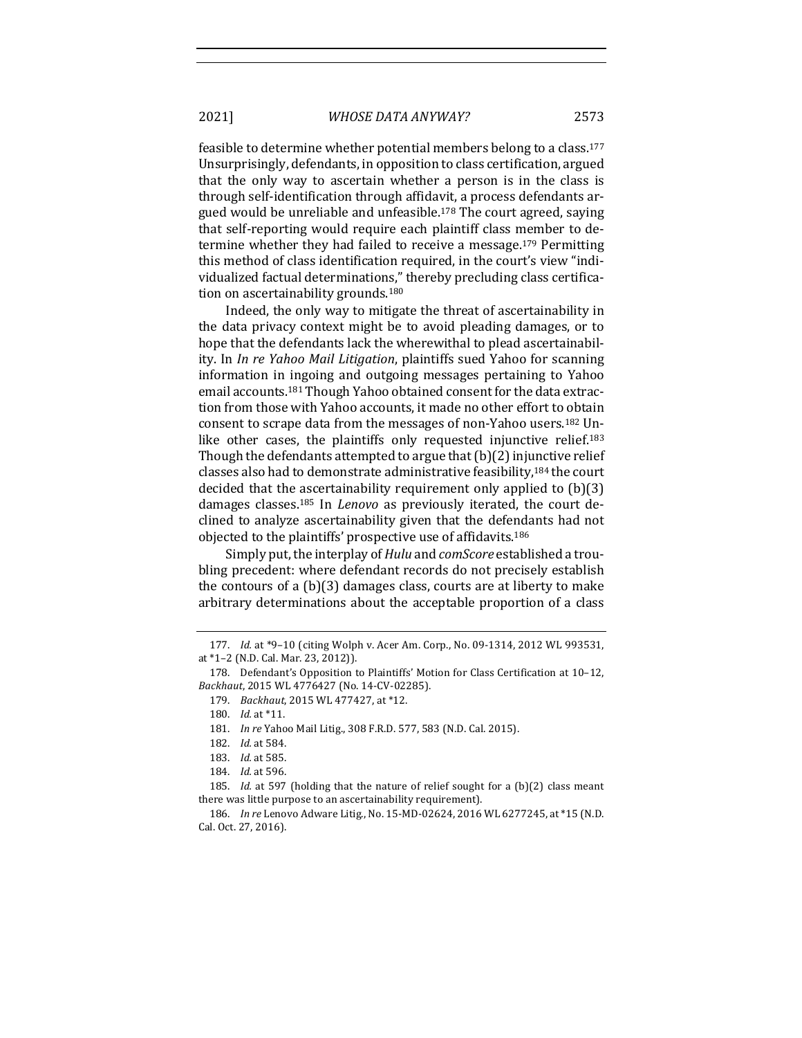feasible to determine whether potential members belong to a class.[177] Unsurprisingly, defendants, in opposition to class certification, argued that the only way to ascertain whether a person is in the class is through self-identification through affidavit, a process defendants argued would be unreliable and unfeasible.[178] The court agreed, saying that self-reporting would require each plaintiff class member to determine whether they had failed to receive a message.[179] Permitting this method of class identification required, in the court's view "individualized factual determinations," thereby precluding class certification on ascertainability grounds.[180]

Indeed, the only way to mitigate the threat of ascertainability in the data privacy context might be to avoid pleading damages, or to hope that the defendants lack the wherewithal to plead ascertainability. In *In re Yahoo Mail Litigation*, plaintiffs sued Yahoo for scanning information in ingoing and outgoing messages pertaining to Yahoo email accounts.[181] Though Yahoo obtained consent for the data extraction from those with Yahoo accounts, it made no other effort to obtain consent to scrape data from the messages of non-Yahoo users.[182] Unlike other cases, the plaintiffs only requested injunctive relief.[183] Though the defendants attempted to argue that (b)(2) injunctive relief classes also had to demonstrate administrative feasibility,[184] the court decided that the ascertainability requirement only applied to (b)(3) damages classes.[185] In *Lenovo* as previously iterated, the court declined to analyze ascertainability given that the defendants had not objected to the plaintiffs' prospective use of affidavits.[186]

Simply put, the interplay of *Hulu* and *comScore* established a troubling precedent: where defendant records do not precisely establish the contours of a (b)(3) damages class, courts are at liberty to make arbitrary determinations about the acceptable proportion of a class

---

177. *Id.* at *9–10 (citing Wolph v. Acer Am. Corp., No. 09-1314, 2012 WL 993531, at *1–2 (N.D. Cal. Mar. 23, 2012)).

178. Defendant's Opposition to Plaintiffs' Motion for Class Certification at 10–12, *Backhaut*, 2015 WL 4776427 (No. 14-CV-02285).

179. *Backhaut*, 2015 WL 477427, at *12.

180. *Id.* at *11.

181. *In re* Yahoo Mail Litig., 308 F.R.D. 577, 583 (N.D. Cal. 2015).

182. *Id.* at 584.

183. *Id.* at 585.

184. *Id.* at 596.

185. *Id.* at 597 (holding that the nature of relief sought for a (b)(2) class meant there was little purpose to an ascertainability requirement).

186. *In re* Lenovo Adware Litig., No. 15-MD-02624, 2016 WL 6277245, at *15 (N.D. Cal. Oct. 27, 2016).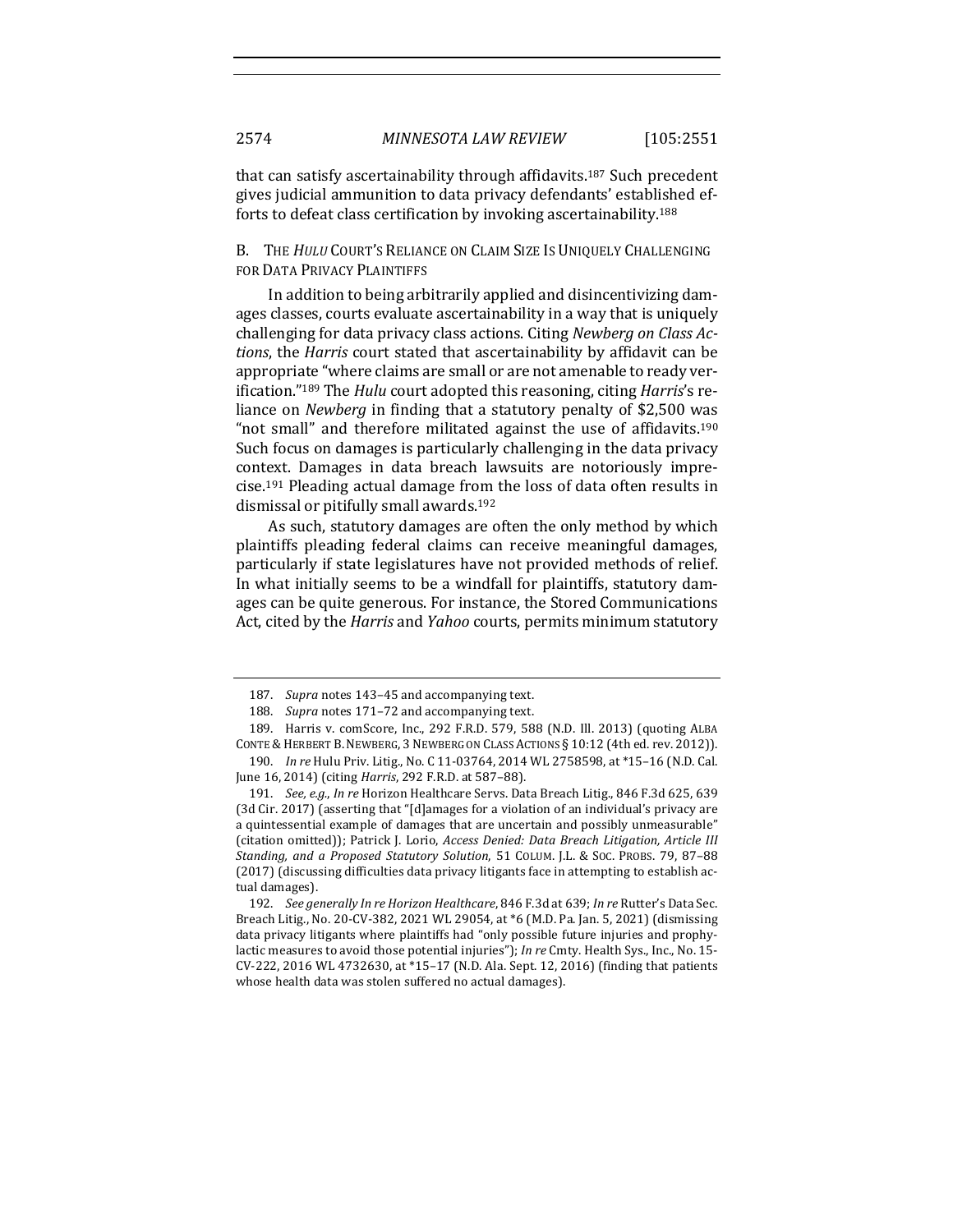that can satisfy ascertainability through affidavits.[187] Such precedent gives judicial ammunition to data privacy defendants' established efforts to defeat class certification by invoking ascertainability.[188]

### B. The *Hulu* Court's Reliance on Claim Size Is Uniquely Challenging for Data Privacy Plaintiffs

In addition to being arbitrarily applied and disincentivizing damages classes, courts evaluate ascertainability in a way that is uniquely challenging for data privacy class actions. Citing *Newberg on Class Actions*, the *Harris* court stated that ascertainability by affidavit can be appropriate "where claims are small or are not amenable to ready verification."[189] The *Hulu* court adopted this reasoning, citing *Harris*'s reliance on *Newberg* in finding that a statutory penalty of $2,500 was "not small" and therefore militated against the use of affidavits.[190] Such focus on damages is particularly challenging in the data privacy context. Damages in data breach lawsuits are notoriously imprecise.[191] Pleading actual damage from the loss of data often results in dismissal or pitifully small awards.[192]

As such, statutory damages are often the only method by which plaintiffs pleading federal claims can receive meaningful damages, particularly if state legislatures have not provided methods of relief. In what initially seems to be a windfall for plaintiffs, statutory damages can be quite generous. For instance, the Stored Communications Act, cited by the *Harris* and *Yahoo* courts, permits minimum statutory

---

187. *Supra* notes 143–45 and accompanying text.

188. *Supra* notes 171–72 and accompanying text.

189. Harris v. comScore, Inc., 292 F.R.D. 579, 588 (N.D. Ill. 2013) (quoting ALBA CONTE & HERBERT B. NEWBERG, 3 NEWBERG ON CLASS ACTIONS § 10:12 (4th ed. rev. 2012)).

190. *In re* Hulu Priv. Litig., No. C 11-03764, 2014 WL 2758598, at *15–16 (N.D. Cal. June 16, 2014) (citing *Harris*, 292 F.R.D. at 587–88).

191. *See, e.g.*, *In re* Horizon Healthcare Servs. Data Breach Litig., 846 F.3d 625, 639 (3d Cir. 2017) (asserting that "[d]amages for a violation of an individual's privacy are a quintessential example of damages that are uncertain and possibly unmeasurable" (citation omitted)); Patrick J. Lorio, *Access Denied: Data Breach Litigation, Article III Standing, and a Proposed Statutory Solution*, 51 COLUM. J.L. & SOC. PROBS. 79, 87–88 (2017) (discussing difficulties data privacy litigants face in attempting to establish actual damages).

192. *See generally In re Horizon Healthcare*, 846 F.3d at 639; *In re* Rutter's Data Sec. Breach Litig., No. 20-CV-382, 2021 WL 29054, at *6 (M.D. Pa. Jan. 5, 2021) (dismissing data privacy litigants where plaintiffs had "only possible future injuries and prophylactic measures to avoid those potential injuries"); *In re* Cmty. Health Sys., Inc., No. 15-CV-222, 2016 WL 4732630, at *15–17 (N.D. Ala. Sept. 12, 2016) (finding that patients whose health data was stolen suffered no actual damages).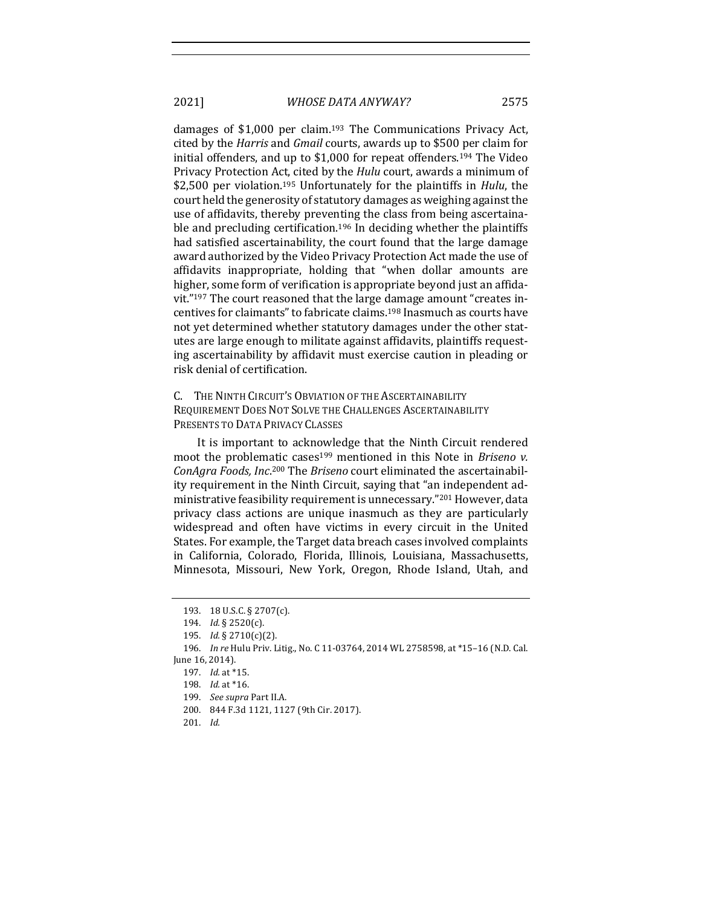damages of $1,000 per claim.[193] The Communications Privacy Act, cited by the *Harris* and *Gmail* courts, awards up to $500 per claim for initial offenders, and up to $1,000 for repeat offenders.[194] The Video Privacy Protection Act, cited by the *Hulu* court, awards a minimum of $2,500 per violation.[195] Unfortunately for the plaintiffs in *Hulu*, the court held the generosity of statutory damages as weighing against the use of affidavits, thereby preventing the class from being ascertainable and precluding certification.[196] In deciding whether the plaintiffs had satisfied ascertainability, the court found that the large damage award authorized by the Video Privacy Protection Act made the use of affidavits inappropriate, holding that "when dollar amounts are higher, some form of verification is appropriate beyond just an affidavit."[197] The court reasoned that the large damage amount "creates incentives for claimants" to fabricate claims.[198] Inasmuch as courts have not yet determined whether statutory damages under the other statutes are large enough to militate against affidavits, plaintiffs requesting ascertainability by affidavit must exercise caution in pleading or risk denial of certification.

### C. The Ninth Circuit's Obviation of the Ascertainability Requirement Does Not Solve the Challenges Ascertainability Presents to Data Privacy Classes

It is important to acknowledge that the Ninth Circuit rendered moot the problematic cases[199] mentioned in this Note in *Briseno v. ConAgra Foods, Inc.*[200] The *Briseno* court eliminated the ascertainability requirement in the Ninth Circuit, saying that "an independent administrative feasibility requirement is unnecessary."[201] However, data privacy class actions are unique inasmuch as they are particularly widespread and often have victims in every circuit in the United States. For example, the Target data breach cases involved complaints in California, Colorado, Florida, Illinois, Louisiana, Massachusetts, Minnesota, Missouri, New York, Oregon, Rhode Island, Utah, and

---

193. 18 U.S.C. § 2707(c).

194. *Id.* § 2520(c).

195. *Id.* § 2710(c)(2).

196. *In re* Hulu Priv. Litig., No. C 11-03764, 2014 WL 2758598, at *15–16 (N.D. Cal. June 16, 2014).

197. *Id.* at *15.

198. *Id.* at *16.

199. *See supra* Part II.A.

200. 844 F.3d 1121, 1127 (9th Cir. 2017).

201. *Id.*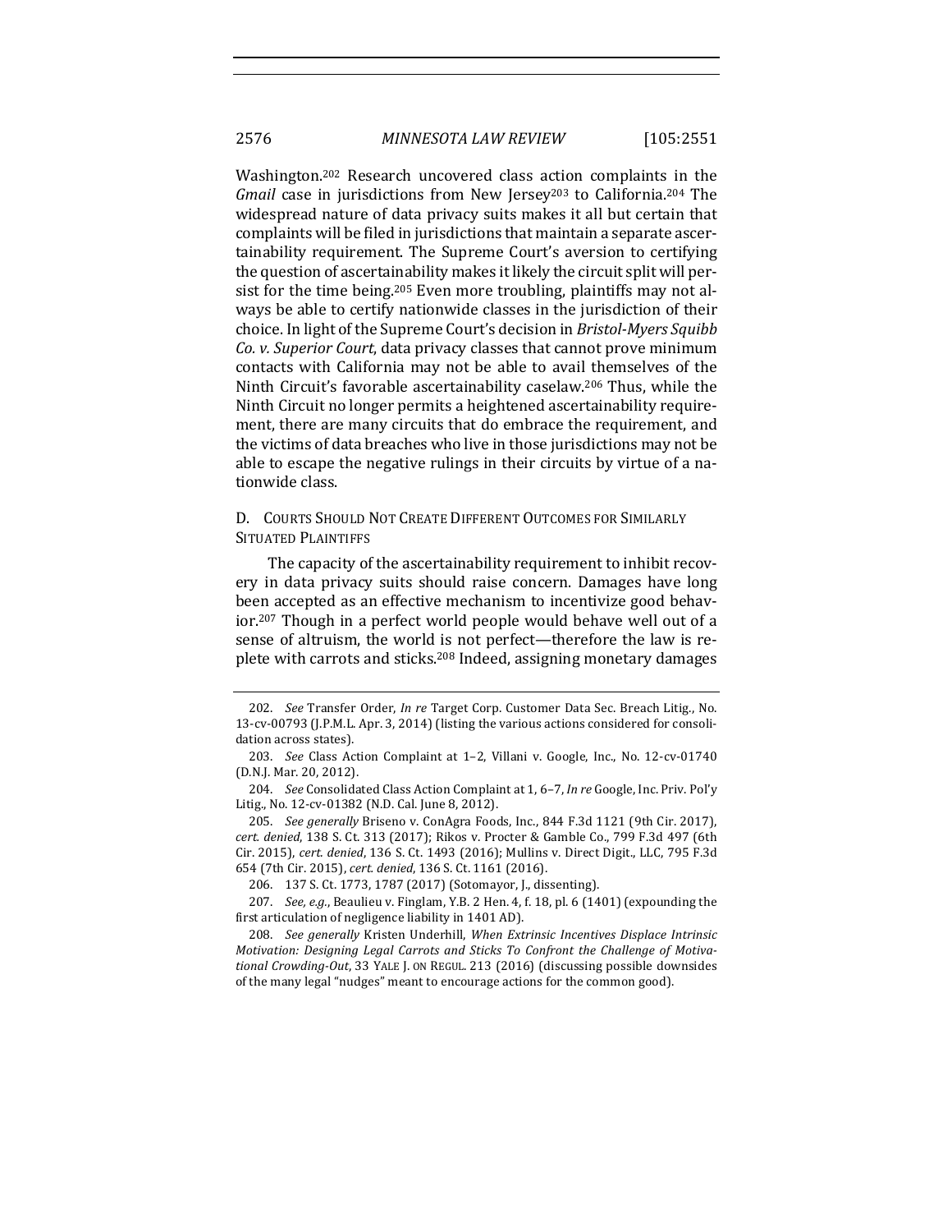Washington.[202] Research uncovered class action complaints in the *Gmail* case in jurisdictions from New Jersey[203] to California.[204] The widespread nature of data privacy suits makes it all but certain that complaints will be filed in jurisdictions that maintain a separate ascertainability requirement. The Supreme Court's aversion to certifying the question of ascertainability makes it likely the circuit split will persist for the time being.[205] Even more troubling, plaintiffs may not always be able to certify nationwide classes in the jurisdiction of their choice. In light of the Supreme Court's decision in *Bristol-Myers Squibb Co. v. Superior Court*, data privacy classes that cannot prove minimum contacts with California may not be able to avail themselves of the Ninth Circuit's favorable ascertainability caselaw.[206] Thus, while the Ninth Circuit no longer permits a heightened ascertainability requirement, there are many circuits that do embrace the requirement, and the victims of data breaches who live in those jurisdictions may not be able to escape the negative rulings in their circuits by virtue of a nationwide class.

### D. Courts Should Not Create Different Outcomes for Similarly Situated Plaintiffs

The capacity of the ascertainability requirement to inhibit recovery in data privacy suits should raise concern. Damages have long been accepted as an effective mechanism to incentivize good behavior.[207] Though in a perfect world people would behave well out of a sense of altruism, the world is not perfect—therefore the law is replete with carrots and sticks.[208] Indeed, assigning monetary damages

---

202. *See* Transfer Order, *In re* Target Corp. Customer Data Sec. Breach Litig., No. 13-cv-00793 (J.P.M.L. Apr. 3, 2014) (listing the various actions considered for consolidation across states).

203. *See* Class Action Complaint at 1–2, Villani v. Google, Inc., No. 12-cv-01740 (D.N.J. Mar. 20, 2012).

204. *See* Consolidated Class Action Complaint at 1, 6–7, *In re* Google, Inc. Priv. Pol'y Litig., No. 12-cv-01382 (N.D. Cal. June 8, 2012).

205. *See generally* Briseno v. ConAgra Foods, Inc., 844 F.3d 1121 (9th Cir. 2017), *cert. denied*, 138 S. Ct. 313 (2017); Rikos v. Procter & Gamble Co., 799 F.3d 497 (6th Cir. 2015), *cert. denied*, 136 S. Ct. 1493 (2016); Mullins v. Direct Digit., LLC, 795 F.3d 654 (7th Cir. 2015), *cert. denied*, 136 S. Ct. 1161 (2016).

206. 137 S. Ct. 1773, 1787 (2017) (Sotomayor, J., dissenting).

207. *See, e.g.*, Beaulieu v. Finglam, Y.B. 2 Hen. 4, f. 18, pl. 6 (1401) (expounding the first articulation of negligence liability in 1401 AD).

208. *See generally* Kristen Underhill, *When Extrinsic Incentives Displace Intrinsic Motivation: Designing Legal Carrots and Sticks To Confront the Challenge of Motivational Crowding-Out*, 33 YALE J. ON REGUL. 213 (2016) (discussing possible downsides of the many legal "nudges" meant to encourage actions for the common good).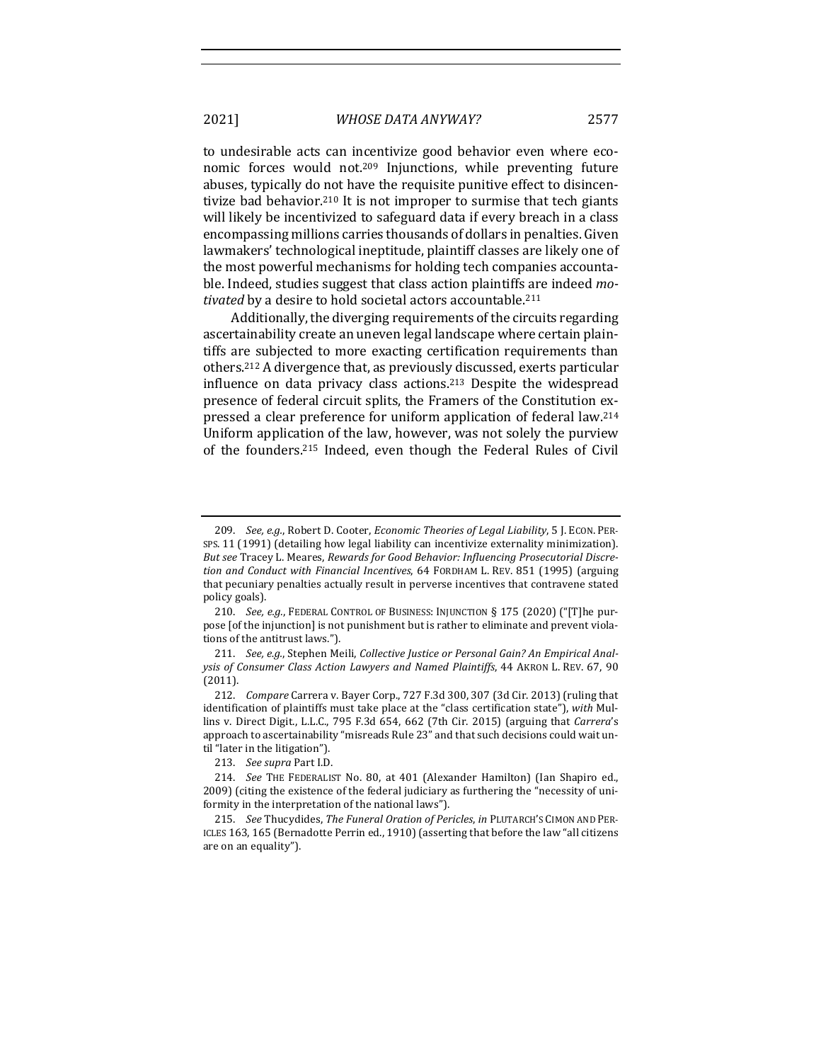to undesirable acts can incentivize good behavior even where economic forces would not.[209] Injunctions, while preventing future abuses, typically do not have the requisite punitive effect to disincentivize bad behavior.[210] It is not improper to surmise that tech giants will likely be incentivized to safeguard data if every breach in a class encompassing millions carries thousands of dollars in penalties. Given lawmakers' technological ineptitude, plaintiff classes are likely one of the most powerful mechanisms for holding tech companies accountable. Indeed, studies suggest that class action plaintiffs are indeed *motivated* by a desire to hold societal actors accountable.[211]

Additionally, the diverging requirements of the circuits regarding ascertainability create an uneven legal landscape where certain plaintiffs are subjected to more exacting certification requirements than others.[212] A divergence that, as previously discussed, exerts particular influence on data privacy class actions.[213] Despite the widespread presence of federal circuit splits, the Framers of the Constitution expressed a clear preference for uniform application of federal law.[214] Uniform application of the law, however, was not solely the purview of the founders.[215] Indeed, even though the Federal Rules of Civil

---

209. *See, e.g.*, Robert D. Cooter, *Economic Theories of Legal Liability*, 5 J. ECON. PERSPS. 11 (1991) (detailing how legal liability can incentivize externality minimization). *But see* Tracey L. Meares, *Rewards for Good Behavior: Influencing Prosecutorial Discretion and Conduct with Financial Incentives*, 64 FORDHAM L. REV. 851 (1995) (arguing that pecuniary penalties actually result in perverse incentives that contravene stated policy goals).

210. *See, e.g.*, FEDERAL CONTROL OF BUSINESS: INJUNCTION § 175 (2020) ("[T]he purpose [of the injunction] is not punishment but is rather to eliminate and prevent violations of the antitrust laws.").

211. *See, e.g.*, Stephen Meili, *Collective Justice or Personal Gain? An Empirical Analysis of Consumer Class Action Lawyers and Named Plaintiffs*, 44 AKRON L. REV. 67, 90 (2011).

212. *Compare* Carrera v. Bayer Corp., 727 F.3d 300, 307 (3d Cir. 2013) (ruling that identification of plaintiffs must take place at the "class certification state"), *with* Mullins v. Direct Digit., L.L.C., 795 F.3d 654, 662 (7th Cir. 2015) (arguing that *Carrera*'s approach to ascertainability "misreads Rule 23" and that such decisions could wait until "later in the litigation").

213. *See supra* Part I.D.

214. *See* THE FEDERALIST No. 80, at 401 (Alexander Hamilton) (Ian Shapiro ed., 2009) (citing the existence of the federal judiciary as furthering the "necessity of uniformity in the interpretation of the national laws").

215. *See* Thucydides, *The Funeral Oration of Pericles*, *in* PLUTARCH'S CIMON AND PERICLES 163, 165 (Bernadotte Perrin ed., 1910) (asserting that before the law "all citizens are on an equality").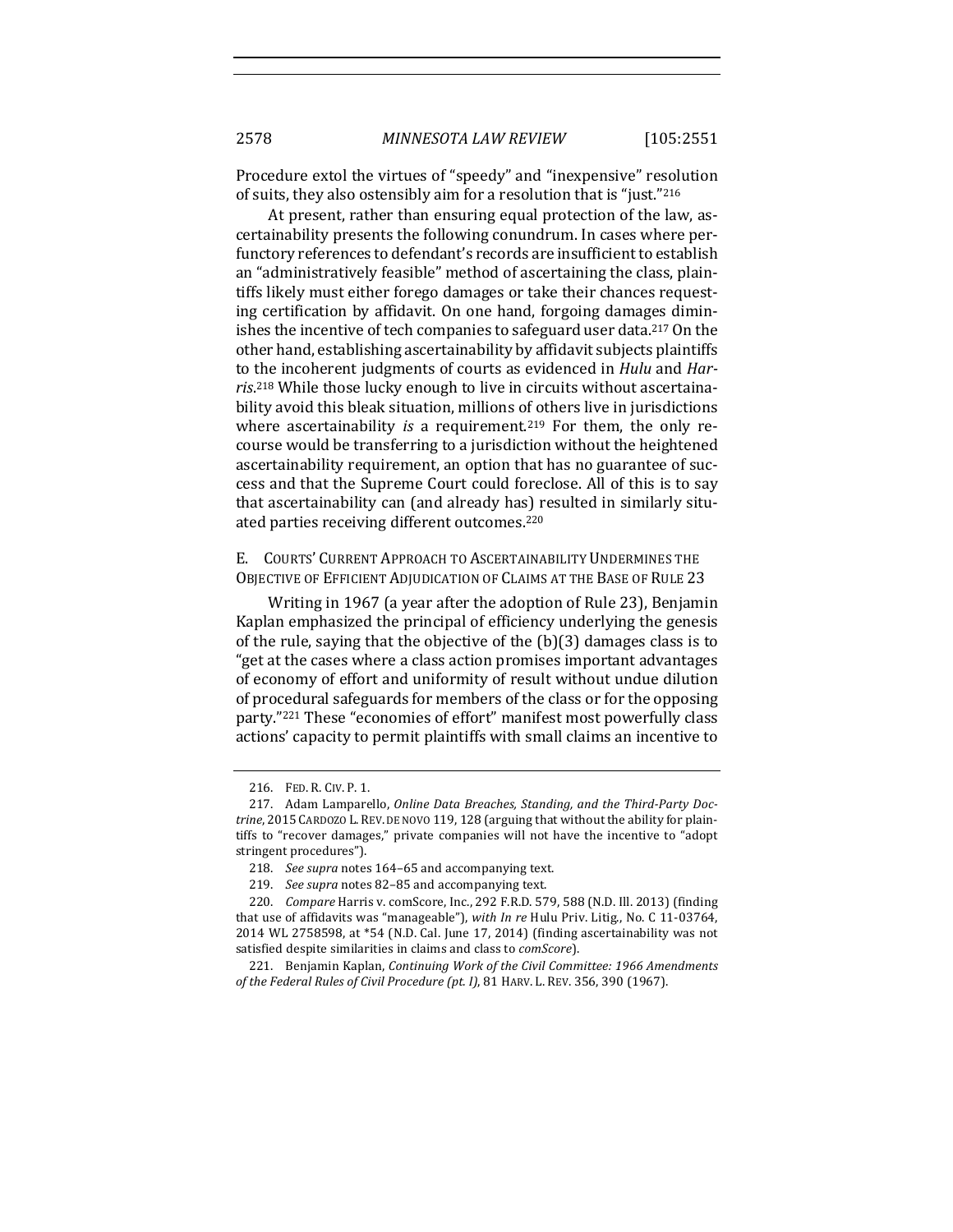Procedure extol the virtues of "speedy" and "inexpensive" resolution of suits, they also ostensibly aim for a resolution that is "just."[216]

At present, rather than ensuring equal protection of the law, ascertainability presents the following conundrum. In cases where perfunctory references to defendant's records are insufficient to establish an "administratively feasible" method of ascertaining the class, plaintiffs likely must either forego damages or take their chances requesting certification by affidavit. On one hand, forgoing damages diminishes the incentive of tech companies to safeguard user data.[217] On the other hand, establishing ascertainability by affidavit subjects plaintiffs to the incoherent judgments of courts as evidenced in *Hulu* and *Harris*.[218] While those lucky enough to live in circuits without ascertainability avoid this bleak situation, millions of others live in jurisdictions where ascertainability *is* a requirement.[219] For them, the only recourse would be transferring to a jurisdiction without the heightened ascertainability requirement, an option that has no guarantee of success and that the Supreme Court could foreclose. All of this is to say that ascertainability can (and already has) resulted in similarly situated parties receiving different outcomes.[220]

### E. Courts' Current Approach to Ascertainability Undermines the Objective of Efficient Adjudication of Claims at the Base of Rule 23

Writing in 1967 (a year after the adoption of Rule 23), Benjamin Kaplan emphasized the principal of efficiency underlying the genesis of the rule, saying that the objective of the (b)(3) damages class is to "get at the cases where a class action promises important advantages of economy of effort and uniformity of result without undue dilution of procedural safeguards for members of the class or for the opposing party."[221] These "economies of effort" manifest most powerfully class actions' capacity to permit plaintiffs with small claims an incentive to

---

216. Fed. R. Civ. P. 1.

217. Adam Lamparello, *Online Data Breaches, Standing, and the Third-Party Doctrine*, 2015 Cardozo L. Rev. de novo 119, 128 (arguing that without the ability for plaintiffs to "recover damages," private companies will not have the incentive to "adopt stringent procedures").

218. *See supra* notes 164–65 and accompanying text.

219. *See supra* notes 82–85 and accompanying text.

220. *Compare* Harris v. comScore, Inc., 292 F.R.D. 579, 588 (N.D. Ill. 2013) (finding that use of affidavits was "manageable"), *with In re* Hulu Priv. Litig., No. C 11-03764, 2014 WL 2758598, at *54 (N.D. Cal. June 17, 2014) (finding ascertainability was not satisfied despite similarities in claims and class to *comScore*).

221. Benjamin Kaplan, *Continuing Work of the Civil Committee: 1966 Amendments of the Federal Rules of Civil Procedure (pt. I)*, 81 Harv. L. Rev. 356, 390 (1967).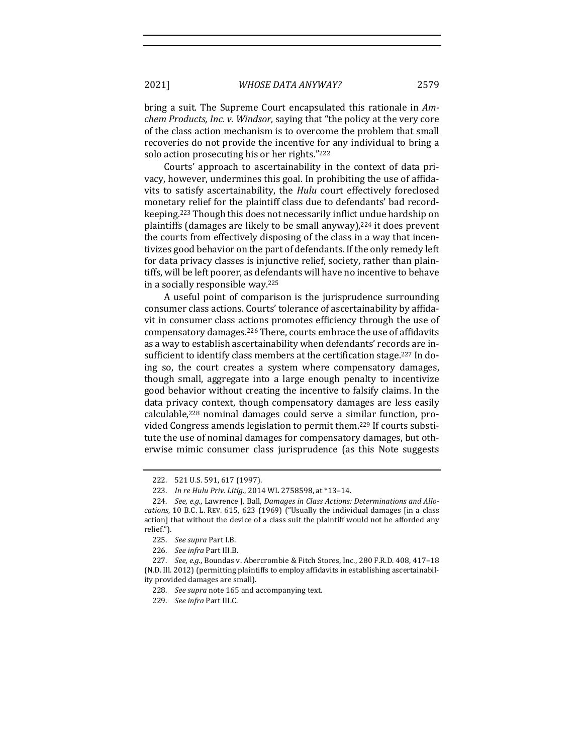bring a suit. The Supreme Court encapsulated this rationale in *Amchem Products, Inc. v. Windsor*, saying that "the policy at the very core of the class action mechanism is to overcome the problem that small recoveries do not provide the incentive for any individual to bring a solo action prosecuting his or her rights."[222]

Courts' approach to ascertainability in the context of data privacy, however, undermines this goal. In prohibiting the use of affidavits to satisfy ascertainability, the *Hulu* court effectively foreclosed monetary relief for the plaintiff class due to defendants' bad recordkeeping.[223] Though this does not necessarily inflict undue hardship on plaintiffs (damages are likely to be small anyway),[224] it does prevent the courts from effectively disposing of the class in a way that incentivizes good behavior on the part of defendants. If the only remedy left for data privacy classes is injunctive relief, society, rather than plaintiffs, will be left poorer, as defendants will have no incentive to behave in a socially responsible way.[225]

A useful point of comparison is the jurisprudence surrounding consumer class actions. Courts' tolerance of ascertainability by affidavit in consumer class actions promotes efficiency through the use of compensatory damages.[226] There, courts embrace the use of affidavits as a way to establish ascertainability when defendants' records are insufficient to identify class members at the certification stage.[227] In doing so, the court creates a system where compensatory damages, though small, aggregate into a large enough penalty to incentivize good behavior without creating the incentive to falsify claims. In the data privacy context, though compensatory damages are less easily calculable,[228] nominal damages could serve a similar function, provided Congress amends legislation to permit them.[229] If courts substitute the use of nominal damages for compensatory damages, but otherwise mimic consumer class jurisprudence (as this Note suggests

---

222. 521 U.S. 591, 617 (1997).

223. *In re Hulu Priv. Litig.*, 2014 WL 2758598, at *13–14.

224. *See, e.g.*, Lawrence J. Ball, *Damages in Class Actions: Determinations and Allocations*, 10 B.C. L. REV. 615, 623 (1969) ("Usually the individual damages [in a class action] that without the device of a class suit the plaintiff would not be afforded any relief.").

225. *See supra* Part I.B.

226. *See infra* Part III.B.

227. *See, e.g.*, Boundas v. Abercrombie & Fitch Stores, Inc., 280 F.R.D. 408, 417–18 (N.D. Ill. 2012) (permitting plaintiffs to employ affidavits in establishing ascertainability provided damages are small).

228. *See supra* note 165 and accompanying text.

229. *See infra* Part III.C.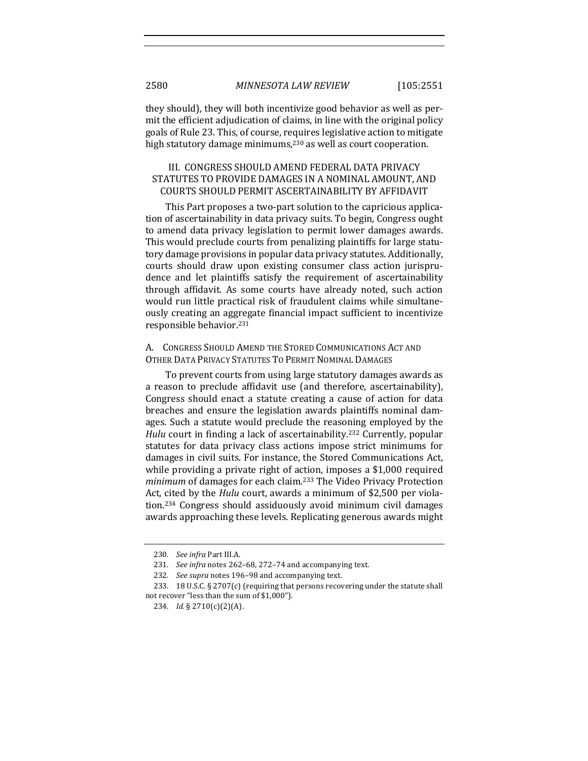they should), they will both incentivize good behavior as well as permit the efficient adjudication of claims, in line with the original policy goals of Rule 23. This, of course, requires legislative action to mitigate high statutory damage minimums,[230] as well as court cooperation.

## III. CONGRESS SHOULD AMEND FEDERAL DATA PRIVACY STATUTES TO PROVIDE DAMAGES IN A NOMINAL AMOUNT, AND COURTS SHOULD PERMIT ASCERTAINABILITY BY AFFIDAVIT

This Part proposes a two-part solution to the capricious application of ascertainability in data privacy suits. To begin, Congress ought to amend data privacy legislation to permit lower damages awards. This would preclude courts from penalizing plaintiffs for large statutory damage provisions in popular data privacy statutes. Additionally, courts should draw upon existing consumer class action jurisprudence and let plaintiffs satisfy the requirement of ascertainability through affidavit. As some courts have already noted, such action would run little practical risk of fraudulent claims while simultaneously creating an aggregate financial impact sufficient to incentivize responsible behavior.[231]

### A. CONGRESS SHOULD AMEND THE STORED COMMUNICATIONS ACT AND OTHER DATA PRIVACY STATUTES TO PERMIT NOMINAL DAMAGES

To prevent courts from using large statutory damages awards as a reason to preclude affidavit use (and therefore, ascertainability), Congress should enact a statute creating a cause of action for data breaches and ensure the legislation awards plaintiffs nominal damages. Such a statute would preclude the reasoning employed by the *Hulu* court in finding a lack of ascertainability.[232] Currently, popular statutes for data privacy class actions impose strict minimums for damages in civil suits. For instance, the Stored Communications Act, while providing a private right of action, imposes a $1,000 required *minimum* of damages for each claim.[233] The Video Privacy Protection Act, cited by the *Hulu* court, awards a minimum of $2,500 per violation.[234] Congress should assiduously avoid minimum civil damages awards approaching these levels. Replicating generous awards might

---

230. *See infra* Part III.A.

231. *See infra* notes 262–68, 272–74 and accompanying text.

232. *See supra* notes 196–98 and accompanying text.

233. 18 U.S.C. § 2707(c) (requiring that persons recovering under the statute shall not recover "less than the sum of $1,000").

234. *Id.* § 2710(c)(2)(A).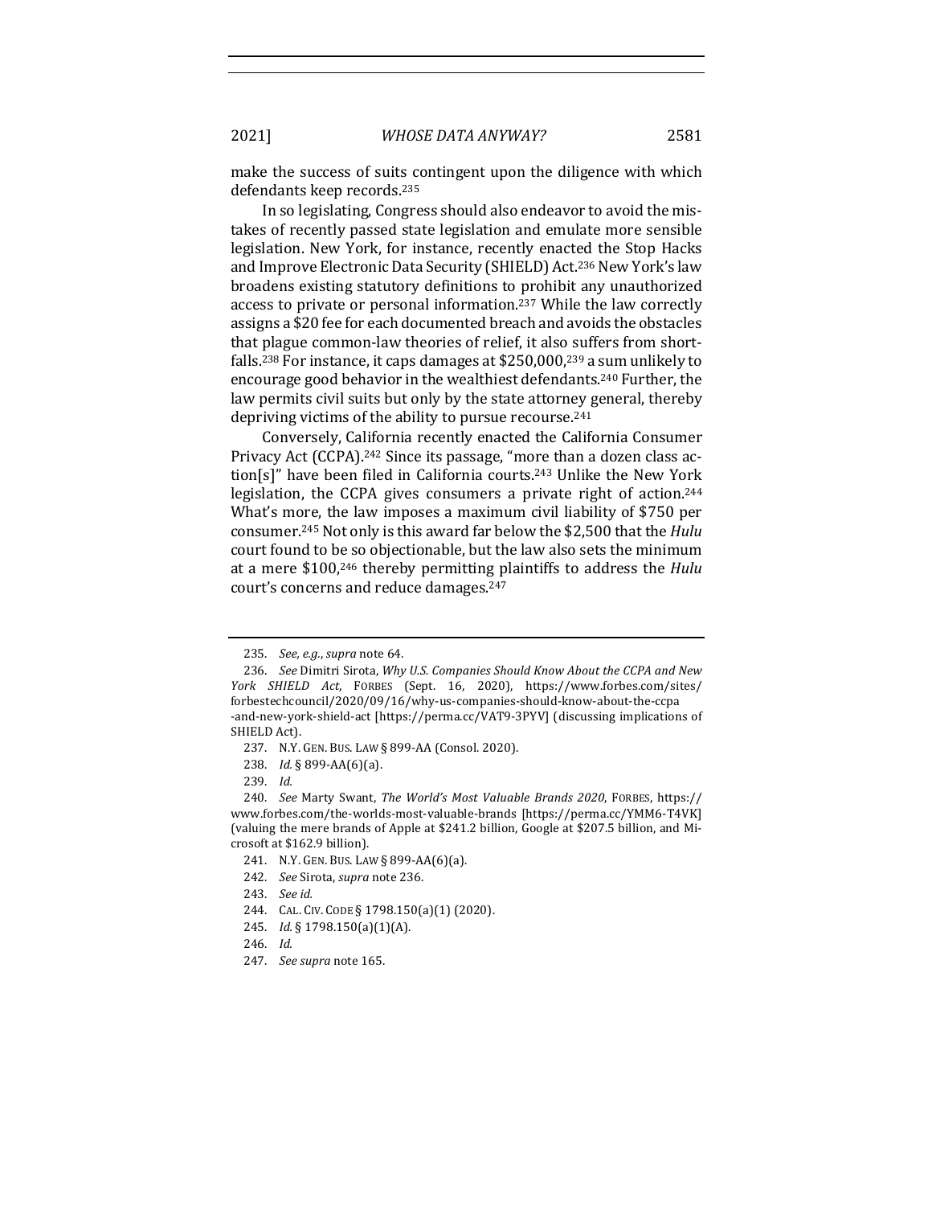make the success of suits contingent upon the diligence with which defendants keep records.[235]

In so legislating, Congress should also endeavor to avoid the mistakes of recently passed state legislation and emulate more sensible legislation. New York, for instance, recently enacted the Stop Hacks and Improve Electronic Data Security (SHIELD) Act.[236] New York's law broadens existing statutory definitions to prohibit any unauthorized access to private or personal information.[237] While the law correctly assigns a $20 fee for each documented breach and avoids the obstacles that plague common-law theories of relief, it also suffers from shortfalls.[238] For instance, it caps damages at $250,000,[239] a sum unlikely to encourage good behavior in the wealthiest defendants.[240] Further, the law permits civil suits but only by the state attorney general, thereby depriving victims of the ability to pursue recourse.[241]

Conversely, California recently enacted the California Consumer Privacy Act (CCPA).[242] Since its passage, "more than a dozen class action[s]" have been filed in California courts.[243] Unlike the New York legislation, the CCPA gives consumers a private right of action.[244] What's more, the law imposes a maximum civil liability of $750 per consumer.[245] Not only is this award far below the $2,500 that the *Hulu* court found to be so objectionable, but the law also sets the minimum at a mere $100,[246] thereby permitting plaintiffs to address the *Hulu* court's concerns and reduce damages.[247]

---

235. *See, e.g.*, *supra* note 64.

236. *See* Dimitri Sirota, *Why U.S. Companies Should Know About the CCPA and New York SHIELD Act*, FORBES (Sept. 16, 2020), https://www.forbes.com/sites/forbestechcouncil/2020/09/16/why-us-companies-should-know-about-the-ccpa-and-new-york-shield-act [https://perma.cc/VAT9-3PYV] (discussing implications of SHIELD Act).

237. N.Y. GEN. BUS. LAW § 899-AA (Consol. 2020).

238. *Id.* § 899-AA(6)(a).

239. *Id.*

240. *See* Marty Swant, *The World's Most Valuable Brands 2020*, FORBES, https://www.forbes.com/the-worlds-most-valuable-brands [https://perma.cc/YMM6-T4VK] (valuing the mere brands of Apple at $241.2 billion, Google at $207.5 billion, and Microsoft at $162.9 billion).

241. N.Y. GEN. BUS. LAW § 899-AA(6)(a).

242. *See* Sirota, *supra* note 236.

243. *See id.*

244. CAL. CIV. CODE § 1798.150(a)(1) (2020).

245. *Id.* § 1798.150(a)(1)(A).

246. *Id.*

247. *See supra* note 165.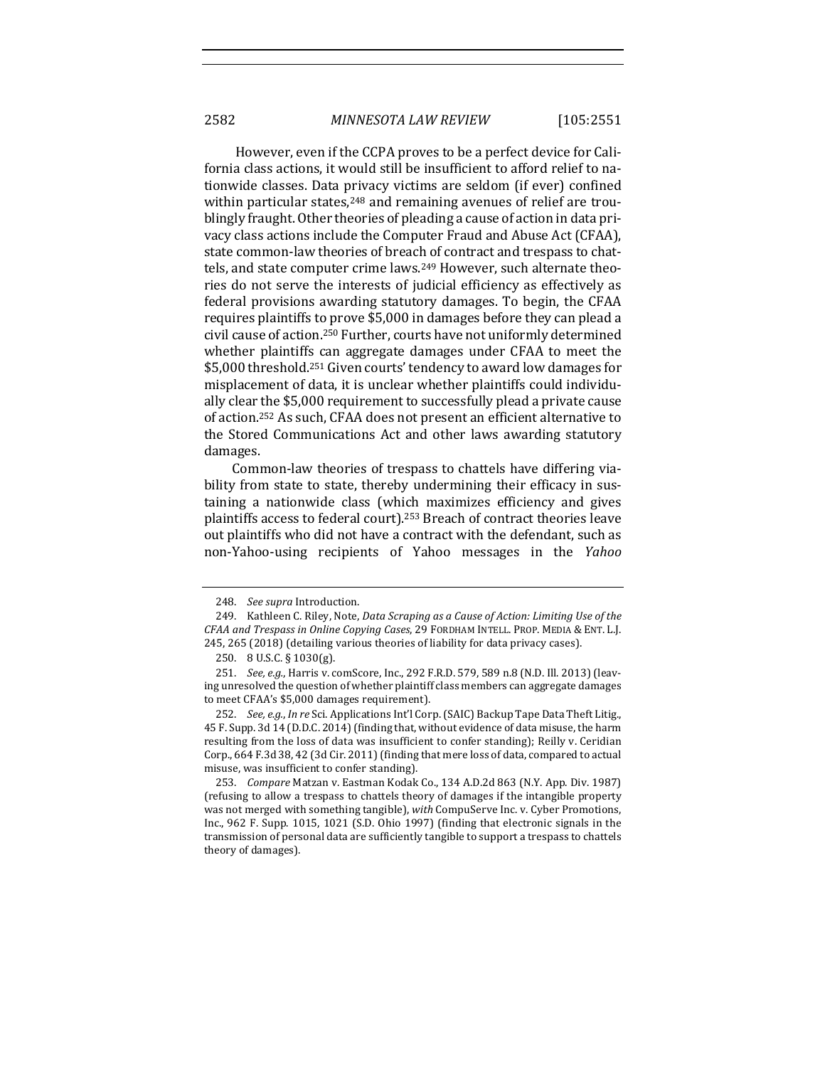However, even if the CCPA proves to be a perfect device for California class actions, it would still be insufficient to afford relief to nationwide classes. Data privacy victims are seldom (if ever) confined within particular states,[248] and remaining avenues of relief are troublingly fraught. Other theories of pleading a cause of action in data privacy class actions include the Computer Fraud and Abuse Act (CFAA), state common-law theories of breach of contract and trespass to chattels, and state computer crime laws.[249] However, such alternate theories do not serve the interests of judicial efficiency as effectively as federal provisions awarding statutory damages. To begin, the CFAA requires plaintiffs to prove $5,000 in damages before they can plead a civil cause of action.[250] Further, courts have not uniformly determined whether plaintiffs can aggregate damages under CFAA to meet the $5,000 threshold.[251] Given courts' tendency to award low damages for misplacement of data, it is unclear whether plaintiffs could individually clear the $5,000 requirement to successfully plead a private cause of action.[252] As such, CFAA does not present an efficient alternative to the Stored Communications Act and other laws awarding statutory damages.

Common-law theories of trespass to chattels have differing viability from state to state, thereby undermining their efficacy in sustaining a nationwide class (which maximizes efficiency and gives plaintiffs access to federal court).[253] Breach of contract theories leave out plaintiffs who did not have a contract with the defendant, such as non-Yahoo-using recipients of Yahoo messages in the *Yahoo*

---

248. *See supra* Introduction.

249. Kathleen C. Riley, Note, *Data Scraping as a Cause of Action: Limiting Use of the CFAA and Trespass in Online Copying Cases*, 29 FORDHAM INTELL. PROP. MEDIA & ENT. L.J. 245, 265 (2018) (detailing various theories of liability for data privacy cases).

250. 8 U.S.C. § 1030(g).

251. *See, e.g.*, Harris v. comScore, Inc., 292 F.R.D. 579, 589 n.8 (N.D. Ill. 2013) (leaving unresolved the question of whether plaintiff class members can aggregate damages to meet CFAA's $5,000 damages requirement).

252. *See, e.g.*, *In re* Sci. Applications Int'l Corp. (SAIC) Backup Tape Data Theft Litig., 45 F. Supp. 3d 14 (D.D.C. 2014) (finding that, without evidence of data misuse, the harm resulting from the loss of data was insufficient to confer standing); Reilly v. Ceridian Corp., 664 F.3d 38, 42 (3d Cir. 2011) (finding that mere loss of data, compared to actual misuse, was insufficient to confer standing).

253. *Compare* Matzan v. Eastman Kodak Co., 134 A.D.2d 863 (N.Y. App. Div. 1987) (refusing to allow a trespass to chattels theory of damages if the intangible property was not merged with something tangible), *with* CompuServe Inc. v. Cyber Promotions, Inc., 962 F. Supp. 1015, 1021 (S.D. Ohio 1997) (finding that electronic signals in the transmission of personal data are sufficiently tangible to support a trespass to chattels theory of damages).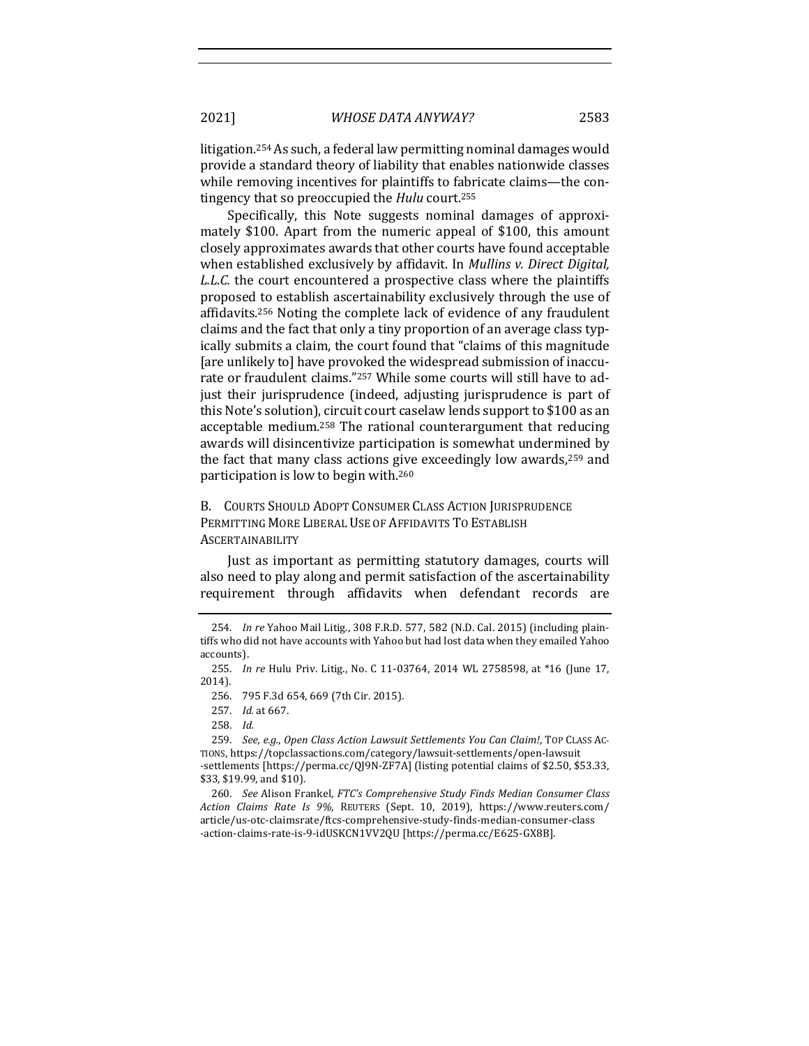litigation.[254] As such, a federal law permitting nominal damages would provide a standard theory of liability that enables nationwide classes while removing incentives for plaintiffs to fabricate claims—the contingency that so preoccupied the *Hulu* court.[255]

Specifically, this Note suggests nominal damages of approximately $100. Apart from the numeric appeal of $100, this amount closely approximates awards that other courts have found acceptable when established exclusively by affidavit. In *Mullins v. Direct Digital, L.L.C.* the court encountered a prospective class where the plaintiffs proposed to establish ascertainability exclusively through the use of affidavits.[256] Noting the complete lack of evidence of any fraudulent claims and the fact that only a tiny proportion of an average class typically submits a claim, the court found that "claims of this magnitude [are unlikely to] have provoked the widespread submission of inaccurate or fraudulent claims."[257] While some courts will still have to adjust their jurisprudence (indeed, adjusting jurisprudence is part of this Note's solution), circuit court caselaw lends support to $100 as an acceptable medium.[258] The rational counterargument that reducing awards will disincentivize participation is somewhat undermined by the fact that many class actions give exceedingly low awards,[259] and participation is low to begin with.[260]

### B. Courts Should Adopt Consumer Class Action Jurisprudence Permitting More Liberal Use of Affidavits To Establish Ascertainability

Just as important as permitting statutory damages, courts will also need to play along and permit satisfaction of the ascertainability requirement through affidavits when defendant records are

---

254. *In re* Yahoo Mail Litig., 308 F.R.D. 577, 582 (N.D. Cal. 2015) (including plaintiffs who did not have accounts with Yahoo but had lost data when they emailed Yahoo accounts).

255. *In re* Hulu Priv. Litig., No. C 11-03764, 2014 WL 2758598, at *16 (June 17, 2014).

256. 795 F.3d 654, 669 (7th Cir. 2015).

257. *Id.* at 667.

258. *Id.*

259. *See, e.g.*, *Open Class Action Lawsuit Settlements You Can Claim!*, TOP CLASS ACTIONS, https://topclassactions.com/category/lawsuit-settlements/open-lawsuit-settlements [https://perma.cc/QJ9N-ZF7A] (listing potential claims of $2.50, $53.33, $33, $19.99, and $10).

260. *See* Alison Frankel, *FTC's Comprehensive Study Finds Median Consumer Class Action Claims Rate Is 9%*, REUTERS (Sept. 10, 2019), https://www.reuters.com/article/us-otc-claimsrate/ftcs-comprehensive-study-finds-median-consumer-class-action-claims-rate-is-9-idUSKCN1VV2QU [https://perma.cc/E625-GX8B].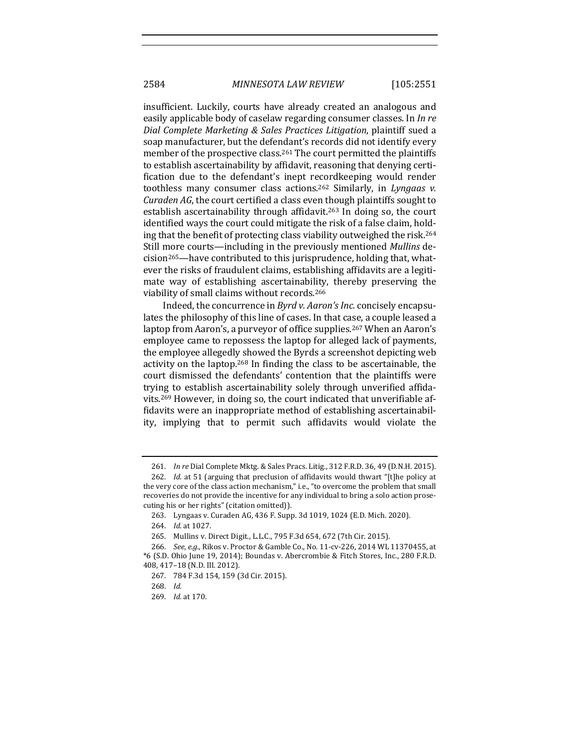insufficient. Luckily, courts have already created an analogous and easily applicable body of caselaw regarding consumer classes. In *In re Dial Complete Marketing & Sales Practices Litigation*, plaintiff sued a soap manufacturer, but the defendant's records did not identify every member of the prospective class.[261] The court permitted the plaintiffs to establish ascertainability by affidavit, reasoning that denying certification due to the defendant's inept recordkeeping would render toothless many consumer class actions.[262] Similarly, in *Lyngaas v. Curaden AG*, the court certified a class even though plaintiffs sought to establish ascertainability through affidavit.[263] In doing so, the court identified ways the court could mitigate the risk of a false claim, holding that the benefit of protecting class viability outweighed the risk.[264] Still more courts—including in the previously mentioned *Mullins* decision[265]—have contributed to this jurisprudence, holding that, whatever the risks of fraudulent claims, establishing affidavits are a legitimate way of establishing ascertainability, thereby preserving the viability of small claims without records.[266]

Indeed, the concurrence in *Byrd v. Aaron's Inc.* concisely encapsulates the philosophy of this line of cases. In that case, a couple leased a laptop from Aaron's, a purveyor of office supplies.[267] When an Aaron's employee came to repossess the laptop for alleged lack of payments, the employee allegedly showed the Byrds a screenshot depicting web activity on the laptop.[268] In finding the class to be ascertainable, the court dismissed the defendants' contention that the plaintiffs were trying to establish ascertainability solely through unverified affidavits.[269] However, in doing so, the court indicated that unverifiable affidavits were an inappropriate method of establishing ascertainability, implying that to permit such affidavits would violate the

---

261. *In re* Dial Complete Mktg. & Sales Pracs. Litig., 312 F.R.D. 36, 49 (D.N.H. 2015).

262. *Id.* at 51 (arguing that preclusion of affidavits would thwart "[t]he policy at the very core of the class action mechanism," i.e., "to overcome the problem that small recoveries do not provide the incentive for any individual to bring a solo action prosecuting his or her rights" (citation omitted)).

263. Lyngaas v. Curaden AG, 436 F. Supp. 3d 1019, 1024 (E.D. Mich. 2020).

264. *Id.* at 1027.

265. Mullins v. Direct Digit., L.L.C., 795 F.3d 654, 672 (7th Cir. 2015).

266. *See, e.g.*, Rikos v. Proctor & Gamble Co., No. 11-cv-226, 2014 WL 11370455, at *6 (S.D. Ohio June 19, 2014); Boundas v. Abercrombie & Fitch Stores, Inc., 280 F.R.D. 408, 417–18 (N.D. Ill. 2012).

267. 784 F.3d 154, 159 (3d Cir. 2015).

268. *Id.*

269. *Id.* at 170.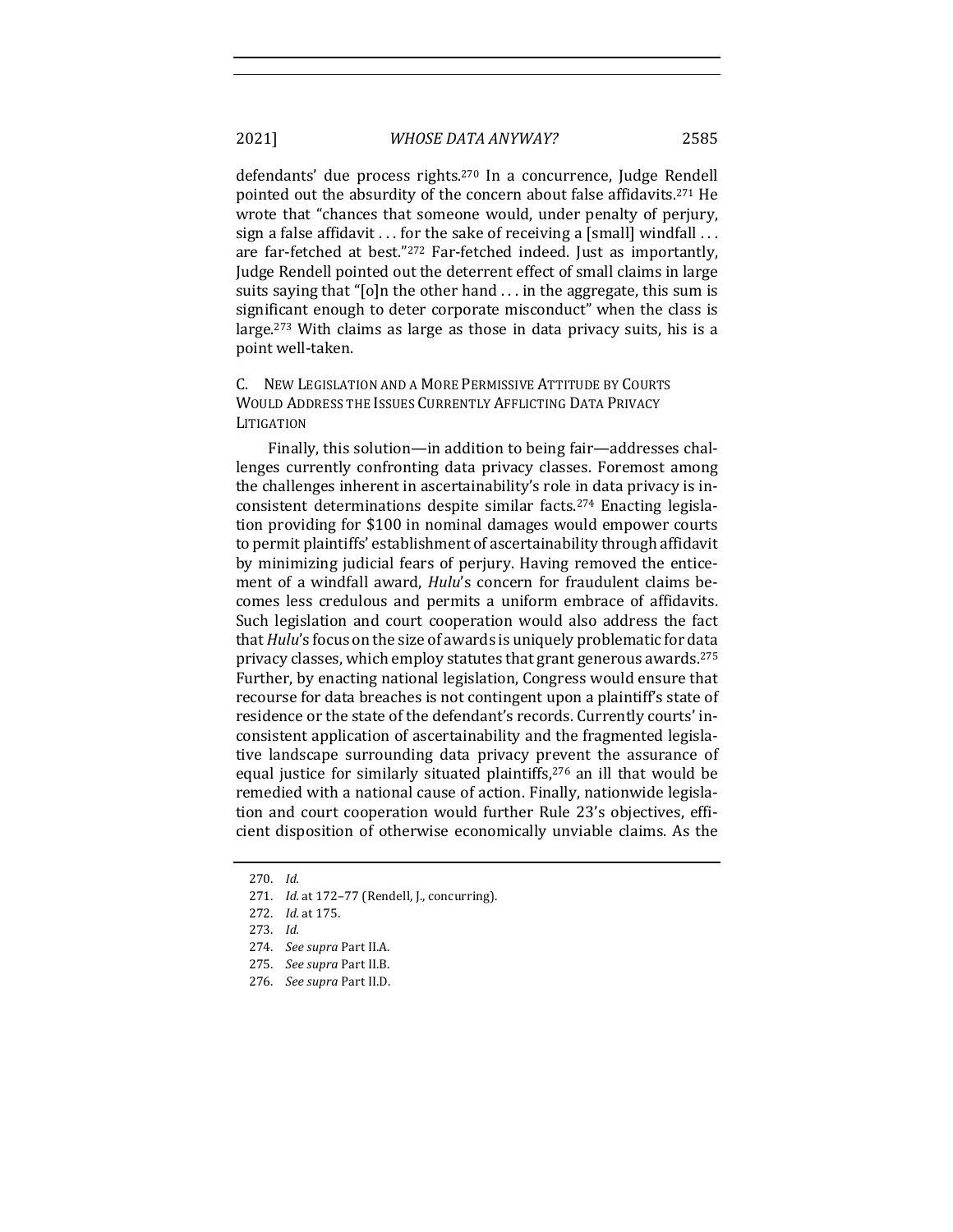defendants' due process rights.[270] In a concurrence, Judge Rendell pointed out the absurdity of the concern about false affidavits.[271] He wrote that "chances that someone would, under penalty of perjury, sign a false affidavit . . . for the sake of receiving a [small] windfall . . . are far-fetched at best."[272] Far-fetched indeed. Just as importantly, Judge Rendell pointed out the deterrent effect of small claims in large suits saying that "[o]n the other hand . . . in the aggregate, this sum is significant enough to deter corporate misconduct" when the class is large.[273] With claims as large as those in data privacy suits, his is a point well-taken.

### C. New Legislation and a More Permissive Attitude by Courts Would Address the Issues Currently Afflicting Data Privacy Litigation

Finally, this solution—in addition to being fair—addresses challenges currently confronting data privacy classes. Foremost among the challenges inherent in ascertainability's role in data privacy is inconsistent determinations despite similar facts.[274] Enacting legislation providing for $100 in nominal damages would empower courts to permit plaintiffs' establishment of ascertainability through affidavit by minimizing judicial fears of perjury. Having removed the enticement of a windfall award, *Hulu*'s concern for fraudulent claims becomes less credulous and permits a uniform embrace of affidavits. Such legislation and court cooperation would also address the fact that *Hulu*'s focus on the size of awards is uniquely problematic for data privacy classes, which employ statutes that grant generous awards.[275] Further, by enacting national legislation, Congress would ensure that recourse for data breaches is not contingent upon a plaintiff's state of residence or the state of the defendant's records. Currently courts' inconsistent application of ascertainability and the fragmented legislative landscape surrounding data privacy prevent the assurance of equal justice for similarly situated plaintiffs,[276] an ill that would be remedied with a national cause of action. Finally, nationwide legislation and court cooperation would further Rule 23's objectives, efficient disposition of otherwise economically unviable claims. As the

---

270. *Id.*

271. *Id.* at 172–77 (Rendell, J., concurring).

272. *Id.* at 175.

273. *Id.*

274. *See supra* Part II.A.

275. *See supra* Part II.B.

276. *See supra* Part II.D.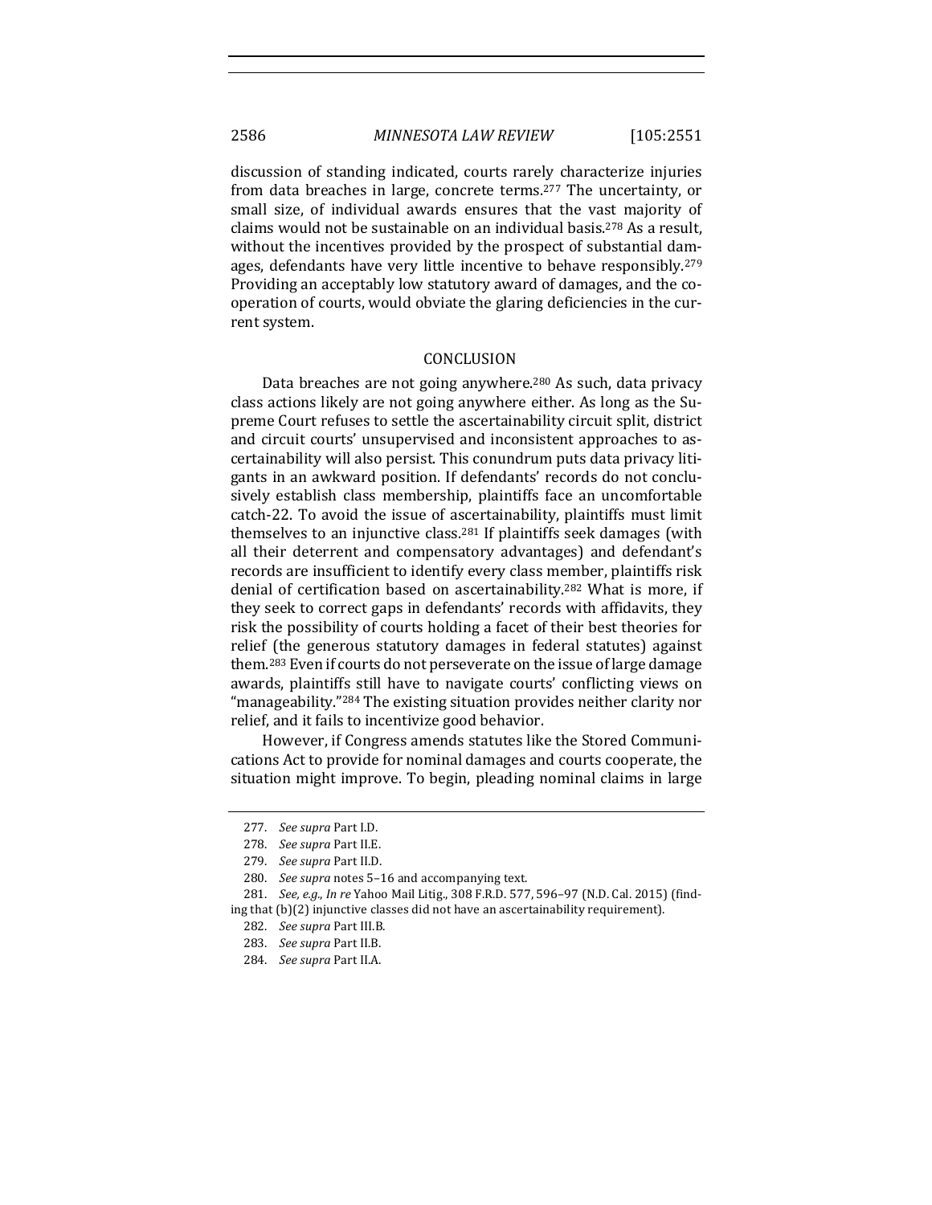discussion of standing indicated, courts rarely characterize injuries from data breaches in large, concrete terms.[277] The uncertainty, or small size, of individual awards ensures that the vast majority of claims would not be sustainable on an individual basis.[278] As a result, without the incentives provided by the prospect of substantial damages, defendants have very little incentive to behave responsibly.[279] Providing an acceptably low statutory award of damages, and the cooperation of courts, would obviate the glaring deficiencies in the current system.

## CONCLUSION

Data breaches are not going anywhere.[280] As such, data privacy class actions likely are not going anywhere either. As long as the Supreme Court refuses to settle the ascertainability circuit split, district and circuit courts' unsupervised and inconsistent approaches to ascertainability will also persist. This conundrum puts data privacy litigants in an awkward position. If defendants' records do not conclusively establish class membership, plaintiffs face an uncomfortable catch-22. To avoid the issue of ascertainability, plaintiffs must limit themselves to an injunctive class.[281] If plaintiffs seek damages (with all their deterrent and compensatory advantages) and defendant's records are insufficient to identify every class member, plaintiffs risk denial of certification based on ascertainability.[282] What is more, if they seek to correct gaps in defendants' records with affidavits, they risk the possibility of courts holding a facet of their best theories for relief (the generous statutory damages in federal statutes) against them.[283] Even if courts do not perseverate on the issue of large damage awards, plaintiffs still have to navigate courts' conflicting views on "manageability."[284] The existing situation provides neither clarity nor relief, and it fails to incentivize good behavior.

However, if Congress amends statutes like the Stored Communications Act to provide for nominal damages and courts cooperate, the situation might improve. To begin, pleading nominal claims in large

277. *See supra* Part I.D.

278. *See supra* Part II.E.

279. *See supra* Part II.D.

280. *See supra* notes 5–16 and accompanying text.

281. *See, e.g.*, *In re* Yahoo Mail Litig., 308 F.R.D. 577, 596–97 (N.D. Cal. 2015) (finding that (b)(2) injunctive classes did not have an ascertainability requirement).

282. *See supra* Part III.B.

283. *See supra* Part II.B.

284. *See supra* Part II.A.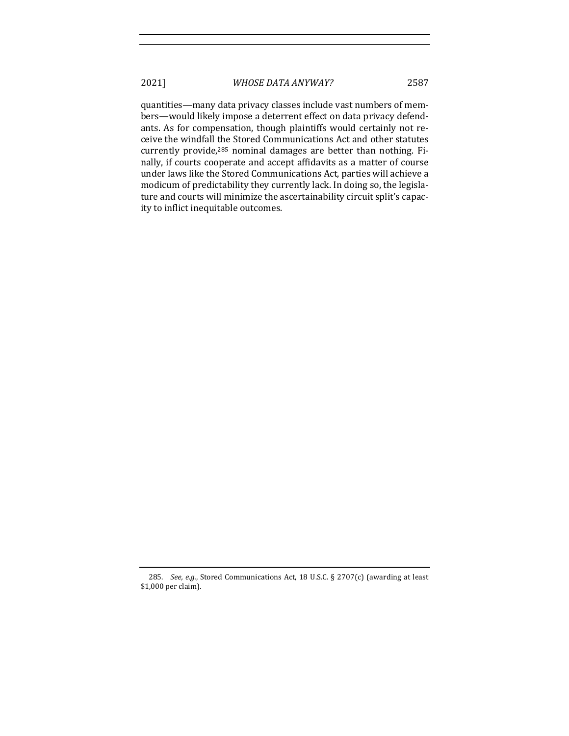quantities—many data privacy classes include vast numbers of members—would likely impose a deterrent effect on data privacy defendants. As for compensation, though plaintiffs would certainly not receive the windfall the Stored Communications Act and other statutes currently provide,[285] nominal damages are better than nothing. Finally, if courts cooperate and accept affidavits as a matter of course under laws like the Stored Communications Act, parties will achieve a modicum of predictability they currently lack. In doing so, the legislature and courts will minimize the ascertainability circuit split's capacity to inflict inequitable outcomes.

---

285. *See, e.g.*, Stored Communications Act, 18 U.S.C. § 2707(c) (awarding at least $1,000 per claim).